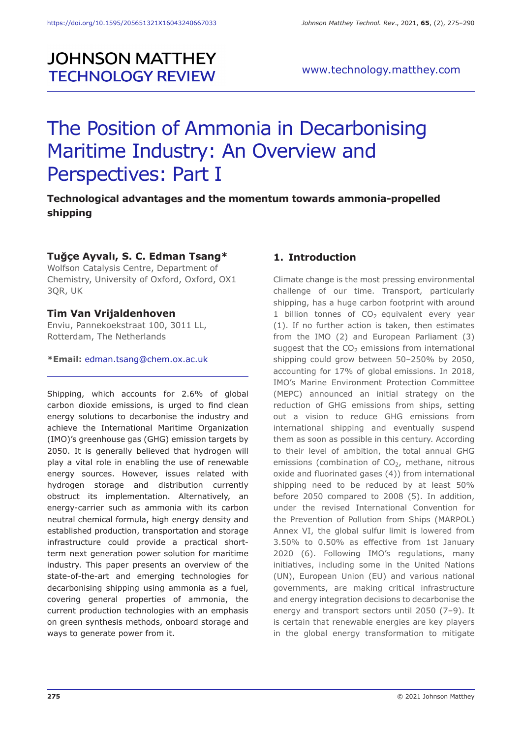# The Position of Ammonia in Decarbonising Maritime Industry: An Overview and Perspectives: Part I

**Technological advantages and the momentum towards ammonia-propelled shipping**

**Tuğçe Ayvalı, S. C. Edman Tsang***
Wolfson Catalysis Centre, Department of Chemistry, University of Oxford, Oxford, OX1 3QR, UK

**Tim Van Vrijaldenhoven**
Enviu, Pannekoekstraat 100, 3011 LL, Rotterdam, The Netherlands

***Email:** edman.tsang@chem.ox.ac.uk

Shipping, which accounts for 2.6% of global carbon dioxide emissions, is urged to find clean energy solutions to decarbonise the industry and achieve the International Maritime Organization (IMO)'s greenhouse gas (GHG) emission targets by 2050. It is generally believed that hydrogen will play a vital role in enabling the use of renewable energy sources. However, issues related with hydrogen storage and distribution currently obstruct its implementation. Alternatively, an energy-carrier such as ammonia with its carbon neutral chemical formula, high energy density and established production, transportation and storage infrastructure could provide a practical short-term next generation power solution for maritime industry. This paper presents an overview of the state-of-the-art and emerging technologies for decarbonising shipping using ammonia as a fuel, covering general properties of ammonia, the current production technologies with an emphasis on green synthesis methods, onboard storage and ways to generate power from it.

## 1. Introduction

Climate change is the most pressing environmental challenge of our time. Transport, particularly shipping, has a huge carbon footprint with around 1 billion tonnes of $CO_2$ equivalent every year (1). If no further action is taken, then estimates from the IMO (2) and European Parliament (3) suggest that the $CO_2$ emissions from international shipping could grow between 50–250% by 2050, accounting for 17% of global emissions. In 2018, IMO's Marine Environment Protection Committee (MEPC) announced an initial strategy on the reduction of GHG emissions from ships, setting out a vision to reduce GHG emissions from international shipping and eventually suspend them as soon as possible in this century. According to their level of ambition, the total annual GHG emissions (combination of $CO_2$, methane, nitrous oxide and fluorinated gases (4)) from international shipping need to be reduced by at least 50% before 2050 compared to 2008 (5). In addition, under the revised International Convention for the Prevention of Pollution from Ships (MARPOL) Annex VI, the global sulfur limit is lowered from 3.50% to 0.50% as effective from 1st January 2020 (6). Following IMO's regulations, many initiatives, including some in the United Nations (UN), European Union (EU) and various national governments, are making critical infrastructure and energy integration decisions to decarbonise the energy and transport sectors until 2050 (7–9). It is certain that renewable energies are key players in the global energy transformation to mitigate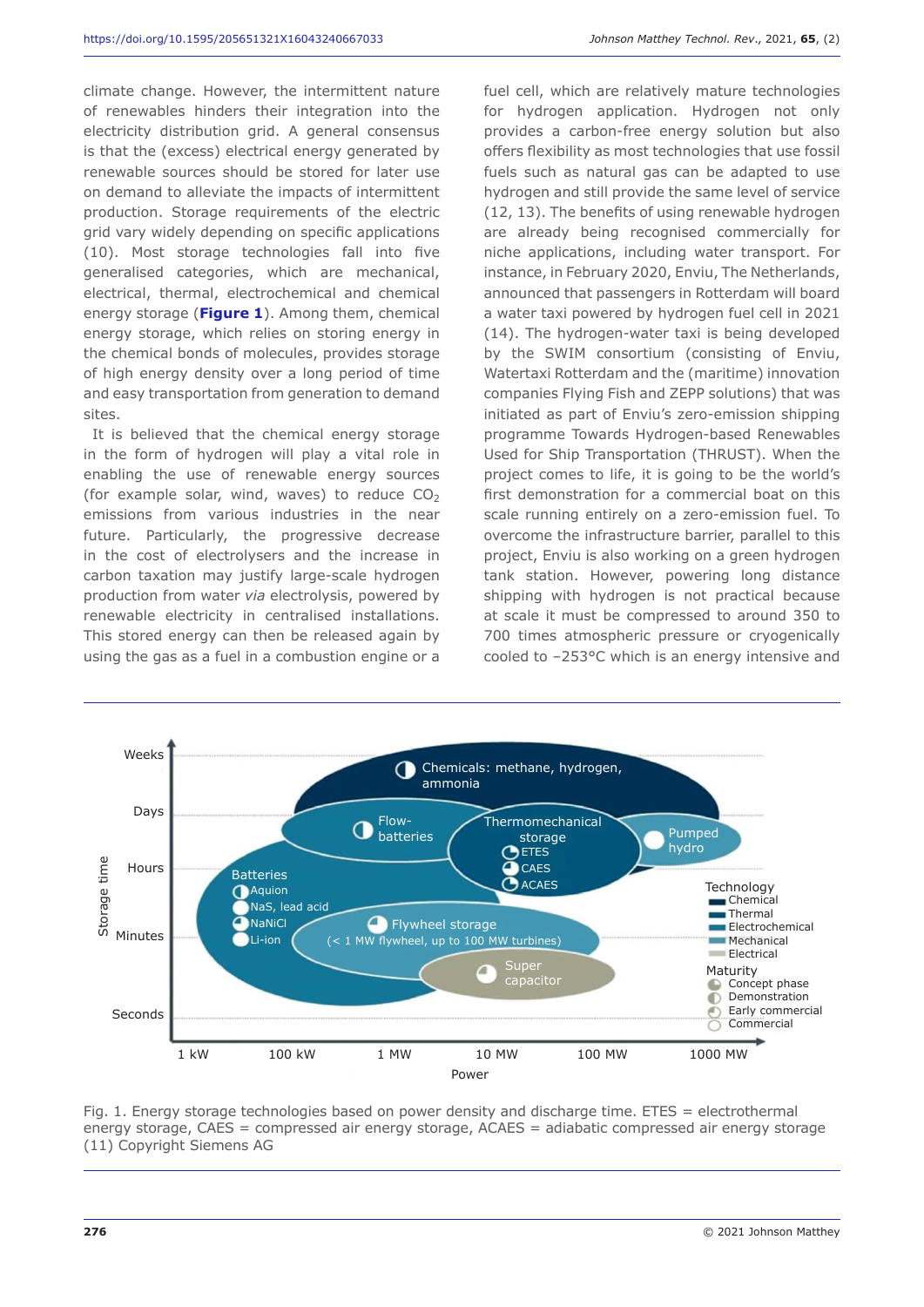climate change. However, the intermittent nature of renewables hinders their integration into the electricity distribution grid. A general consensus is that the (excess) electrical energy generated by renewable sources should be stored for later use on demand to alleviate the impacts of intermittent production. Storage requirements of the electric grid vary widely depending on specific applications (10). Most storage technologies fall into five generalised categories, which are mechanical, electrical, thermal, electrochemical and chemical energy storage (**Figure 1**). Among them, chemical energy storage, which relies on storing energy in the chemical bonds of molecules, provides storage of high energy density over a long period of time and easy transportation from generation to demand sites.

It is believed that the chemical energy storage in the form of hydrogen will play a vital role in enabling the use of renewable energy sources (for example solar, wind, waves) to reduce $CO_2$ emissions from various industries in the near future. Particularly, the progressive decrease in the cost of electrolysers and the increase in carbon taxation may justify large-scale hydrogen production from water *via* electrolysis, powered by renewable electricity in centralised installations. This stored energy can then be released again by using the gas as a fuel in a combustion engine or a fuel cell, which are relatively mature technologies for hydrogen application. Hydrogen not only provides a carbon-free energy solution but also offers flexibility as most technologies that use fossil fuels such as natural gas can be adapted to use hydrogen and still provide the same level of service (12, 13). The benefits of using renewable hydrogen are already being recognised commercially for niche applications, including water transport. For instance, in February 2020, Enviu, Rotterdam, The Netherlands, announced that passengers in Rotterdam will board a water taxi powered by hydrogen fuel cell in 2021 (14). The hydrogen-water taxi is being developed by the SWIM consortium (consisting of Enviu, Watertaxi Rotterdam and the (maritime) innovation companies Flying Fish and ZEPP solutions) that was initiated as part of Enviu's zero-emission shipping programme Towards Hydrogen-based Renewables Used for Ship Transportation (THRUST). When the project comes to life, it is going to be the world's first demonstration for a commercial boat on this scale running entirely on a zero-emission fuel. To overcome the infrastructure barrier, parallel to this project, Enviu is also working on a green hydrogen tank station. However, powering long distance shipping with hydrogen is not practical because at scale it must be compressed to around 350 to 700 times atmospheric pressure or cryogenically cooled to −253°C which is an energy intensive and

Fig. 1. Energy storage technologies based on power density and discharge time. ETES = electrothermal energy storage, CAES = compressed air energy storage, ACAES = adiabatic compressed air energy storage (11) Copyright Siemens AG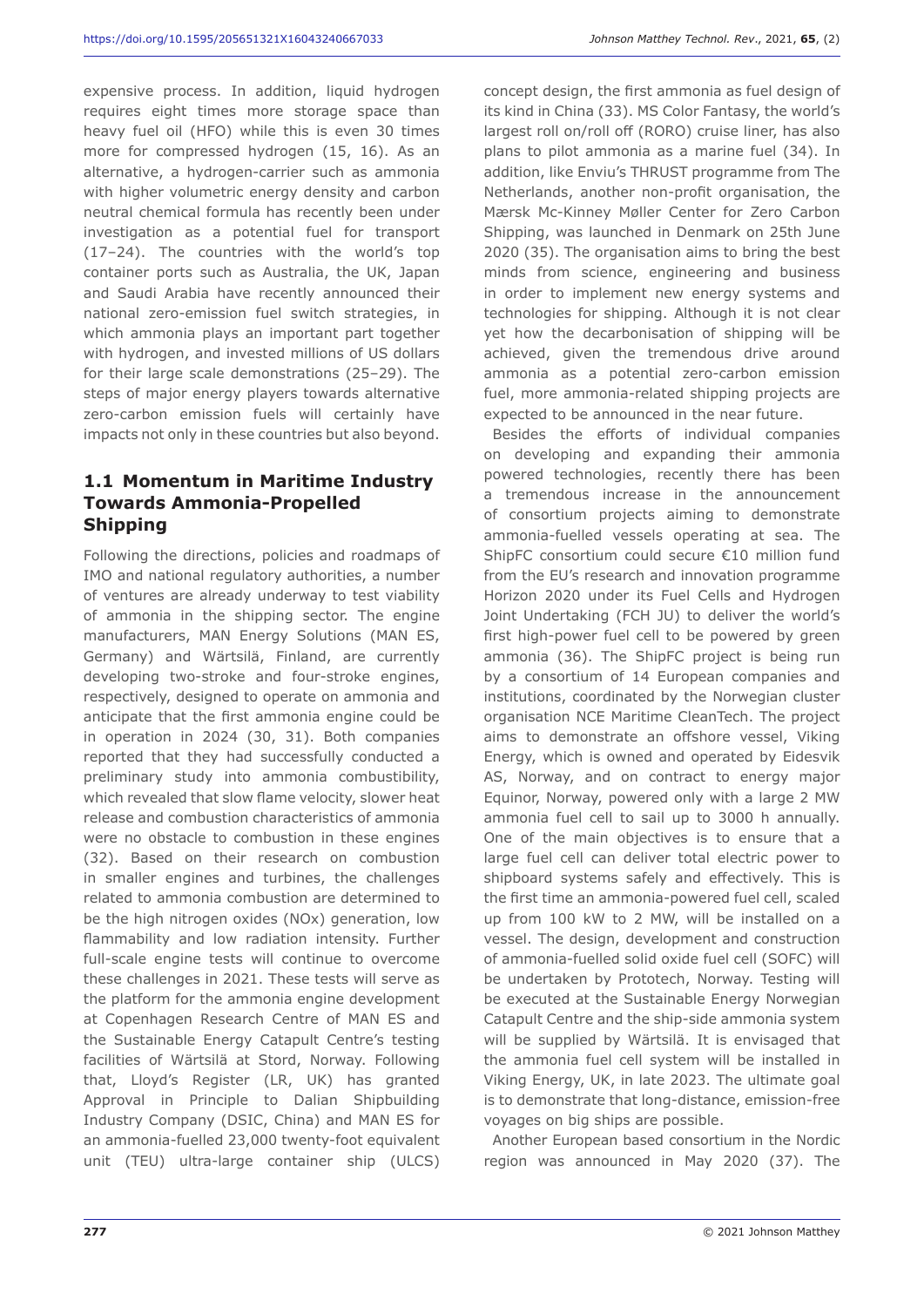expensive process. In addition, liquid hydrogen requires eight times more storage space than heavy fuel oil (HFO) while this is even 30 times more for compressed hydrogen (15, 16). As an alternative, a hydrogen-carrier such as ammonia with higher volumetric energy density and carbon neutral chemical formula has recently been under investigation as a potential fuel for transport (17–24). The countries with the world's top container ports such as Australia, the UK, Japan and Saudi Arabia have recently announced their national zero-emission fuel switch strategies, in which ammonia plays an important part together with hydrogen, and invested millions of US dollars for their large scale demonstrations (25–29). The steps of major energy players towards alternative zero-carbon emission fuels will certainly have impacts not only in these countries but also beyond.

## 1.1 Momentum in Maritime Industry Towards Ammonia-Propelled Shipping

Following the directions, policies and roadmaps of IMO and national regulatory authorities, a number of ventures are already underway to test viability of ammonia in the shipping sector. The engine manufacturers, MAN Energy Solutions (MAN ES, Germany) and Wärtsilä, Finland, are currently developing two-stroke and four-stroke engines, respectively, designed to operate on ammonia and anticipate that the first ammonia engine could be in operation in 2024 (30, 31). Both companies reported that they had successfully conducted a preliminary study into ammonia combustibility, which revealed that slow flame velocity, slower heat release and combustion characteristics of ammonia were no obstacle to combustion in these engines (32). Based on their research on combustion in smaller engines and turbines, the challenges related to ammonia combustion are determined to be the high nitrogen oxides (NOx) generation, low flammability and low radiation intensity. Further full-scale engine tests will continue to overcome these challenges in 2021. These tests will serve as the platform for the ammonia engine development at Copenhagen Research Centre of MAN ES and the Sustainable Energy Catapult Centre's testing facilities of Wärtsilä at Stord, Norway. Following that, Lloyd's Register (LR, UK) has granted Approval in Principle to Dalian Shipbuilding Industry Company (DSIC, China) and MAN ES for an ammonia-fuelled 23,000 twenty-foot equivalent unit (TEU) ultra-large container ship (ULCS) concept design, the first ammonia as fuel design of its kind in China (33). MS Color Fantasy, the world's largest roll on/roll off (RORO) cruise liner, has also plans to pilot ammonia as a marine fuel (34). In addition, like Enviu's THRUST programme from The Netherlands, another non-profit organisation, the Mærsk Mc-Kinney Møller Center for Zero Carbon Shipping, was launched in Denmark on 25th June 2020 (35). The organisation aims to bring the best minds from science, engineering and business in order to implement new energy systems and technologies for shipping. Although it is not clear yet how the decarbonisation of shipping will be achieved, given the tremendous drive around ammonia as a potential zero-carbon emission fuel, more ammonia-related shipping projects are expected to be announced in the near future.

Besides the efforts of individual companies on developing and expanding their ammonia powered technologies, recently there has been a tremendous increase in the announcement of consortium projects aiming to demonstrate ammonia-fuelled vessels operating at sea. The ShipFC consortium could secure €10 million fund from the EU's research and innovation programme Horizon 2020 under its Fuel Cells and Hydrogen Joint Undertaking (FCH JU) to deliver the world's first high-power fuel cell to be powered by green ammonia (36). The ShipFC project is being run by a consortium of 14 European companies and institutions, coordinated by the Norwegian cluster organisation NCE Maritime CleanTech. The project aims to demonstrate an offshore vessel, Viking Energy, which is owned and operated by Eidesvik AS, Norway, and on contract to energy major Equinor, Norway, powered only with a large 2 MW ammonia fuel cell to sail up to 3000 h annually. One of the main objectives is to ensure that a large fuel cell can deliver total electric power to shipboard systems safely and effectively. This is the first time an ammonia-powered fuel cell, scaled up from 100 kW to 2 MW, will be installed on a vessel. The design, development and construction of ammonia-fuelled solid oxide fuel cell (SOFC) will be undertaken by Prototech, Norway. Testing will be executed at the Sustainable Energy Norwegian Catapult Centre and the ship-side ammonia system will be supplied by Wärtsilä. It is envisaged that the ammonia fuel cell system will be installed in Viking Energy, UK, in late 2023. The ultimate goal is to demonstrate that long-distance, emission-free voyages on big ships are possible.

Another European based consortium in the Nordic region was announced in May 2020 (37). The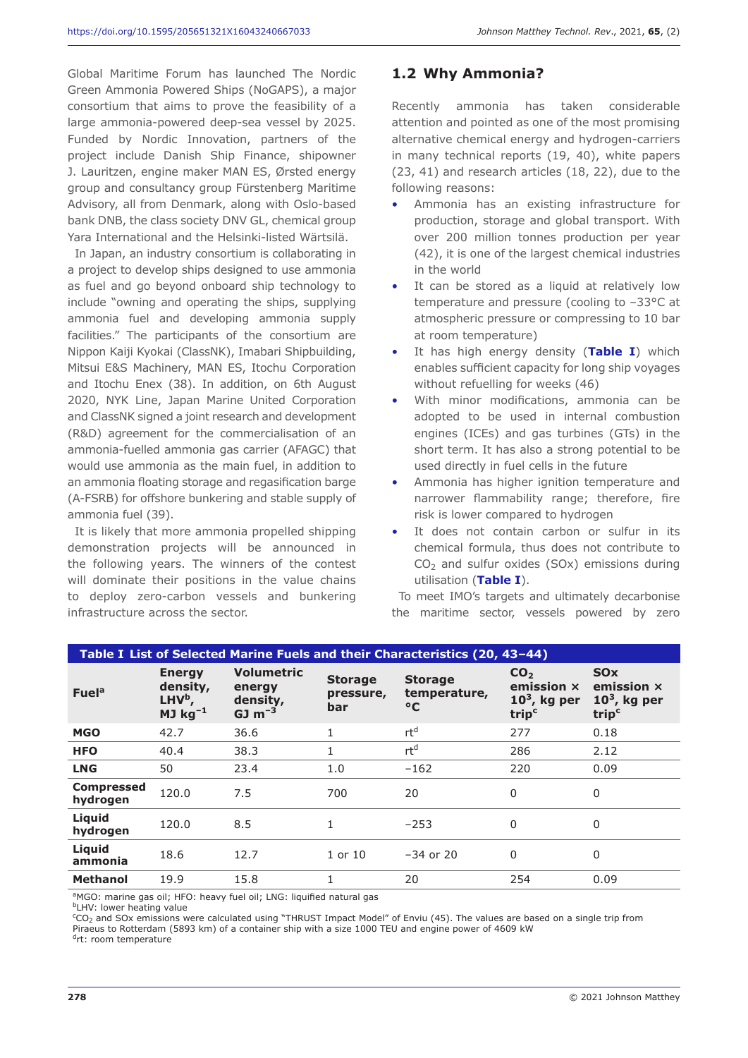Global Maritime Forum has launched The Nordic Green Ammonia Powered Ships (NoGAPS), a major consortium that aims to prove the feasibility of a large ammonia-powered deep-sea vessel by 2025. Funded by Nordic Innovation, partners of the project include Danish Ship Finance, shipowner J. Lauritzen, engine maker MAN ES, Ørsted energy group and consultancy group Fürstenberg Maritime Advisory, all from Denmark, along with Oslo-based bank DNB, the class society DNV GL, chemical group Yara International and the Helsinki-listed Wärtsilä.

In Japan, an industry consortium is collaborating in a project to develop ships designed to use ammonia as fuel and go beyond onboard ship technology to include "owning and operating the ships, supplying ammonia fuel and developing ammonia supply facilities." The participants of the consortium are Nippon Kaiji Kyokai (ClassNK), Imabari Shipbuilding, Mitsui E&S Machinery, MAN ES, Itochu Corporation and Itochu Enex (38). In addition, on 6th August 2020, NYK Line, Japan Marine United Corporation and ClassNK signed a joint research and development (R&D) agreement for the commercialisation of an ammonia-fuelled ammonia gas carrier (AFAGC) that would use ammonia as the main fuel, in addition to an ammonia floating storage and regasification barge (A-FSRB) for offshore bunkering and stable supply of ammonia fuel (39).

It is likely that more ammonia propelled shipping demonstration projects will be announced in the following years. The winners of the contest will dominate their positions in the value chains to deploy zero-carbon vessels and bunkering infrastructure across the sector.

## 1.2 Why Ammonia?

Recently ammonia has taken considerable attention and pointed as one of the most promising alternative chemical energy and hydrogen-carriers in many technical reports (19, 40), white papers (23, 41) and research articles (18, 22), due to the following reasons:

- Ammonia has an existing infrastructure for production, storage and global transport. With over 200 million tonnes production per year (42), it is one of the largest chemical industries in the world
- It can be stored as a liquid at relatively low temperature and pressure (cooling to −33°C at atmospheric pressure or compressing to 10 bar at room temperature)
- It has high energy density (**Table I**) which enables sufficient capacity for long ship voyages without refuelling for weeks (46)
- With minor modifications, ammonia can be adopted to be used in internal combustion engines (ICEs) and gas turbines (GTs) in the short term. It has also a strong potential to be used directly in fuel cells in the future
- Ammonia has higher ignition temperature and narrower flammability range; therefore, fire risk is lower compared to hydrogen
- It does not contain carbon or sulfur in its chemical formula, thus does not contribute to $CO_2$ and sulfur oxides (SOx) emissions during utilisation (**Table I**).

To meet IMO's targets and ultimately decarbonise the maritime sector, vessels powered by zero

**Table I List of Selected Marine Fuels and their Characteristics (20, 43–44)**

| Fuel[a] | Energy density, LHV[b], MJ $kg^{-1}$ | Volumetric energy density, GJ $m^{-3}$ | Storage pressure, bar | Storage temperature, °C | $CO_2$ emission × $10^3$, kg per trip[c] | SOx emission × $10^3$, kg per trip[c] |
|---|---|---|---|---|---|---|
| **MGO** | 42.7 | 36.6 | 1 | rt[d] | 277 | 0.18 |
| **HFO** | 40.4 | 38.3 | 1 | rt[d] | 286 | 2.12 |
| **LNG** | 50 | 23.4 | 1.0 | −162 | 220 | 0.09 |
| **Compressed hydrogen** | 120.0 | 7.5 | 700 | 20 | 0 | 0 |
| **Liquid hydrogen** | 120.0 | 8.5 | 1 | −253 | 0 | 0 |
| **Liquid ammonia** | 18.6 | 12.7 | 1 or 10 | −34 or 20 | 0 | 0 |
| **Methanol** | 19.9 | 15.8 | 1 | 20 | 254 | 0.09 |

[a]MGO: marine gas oil; HFO: heavy fuel oil; LNG: liquified natural gas
[b]LHV: lower heating value
[c]$CO_2$ and SOx emissions were calculated using "THRUST Impact Model" of Enviu (45). The values are based on a single trip from Piraeus to Rotterdam (5893 km) of a container ship with a size 1000 TEU and engine power of 4609 kW
[d]rt: room temperature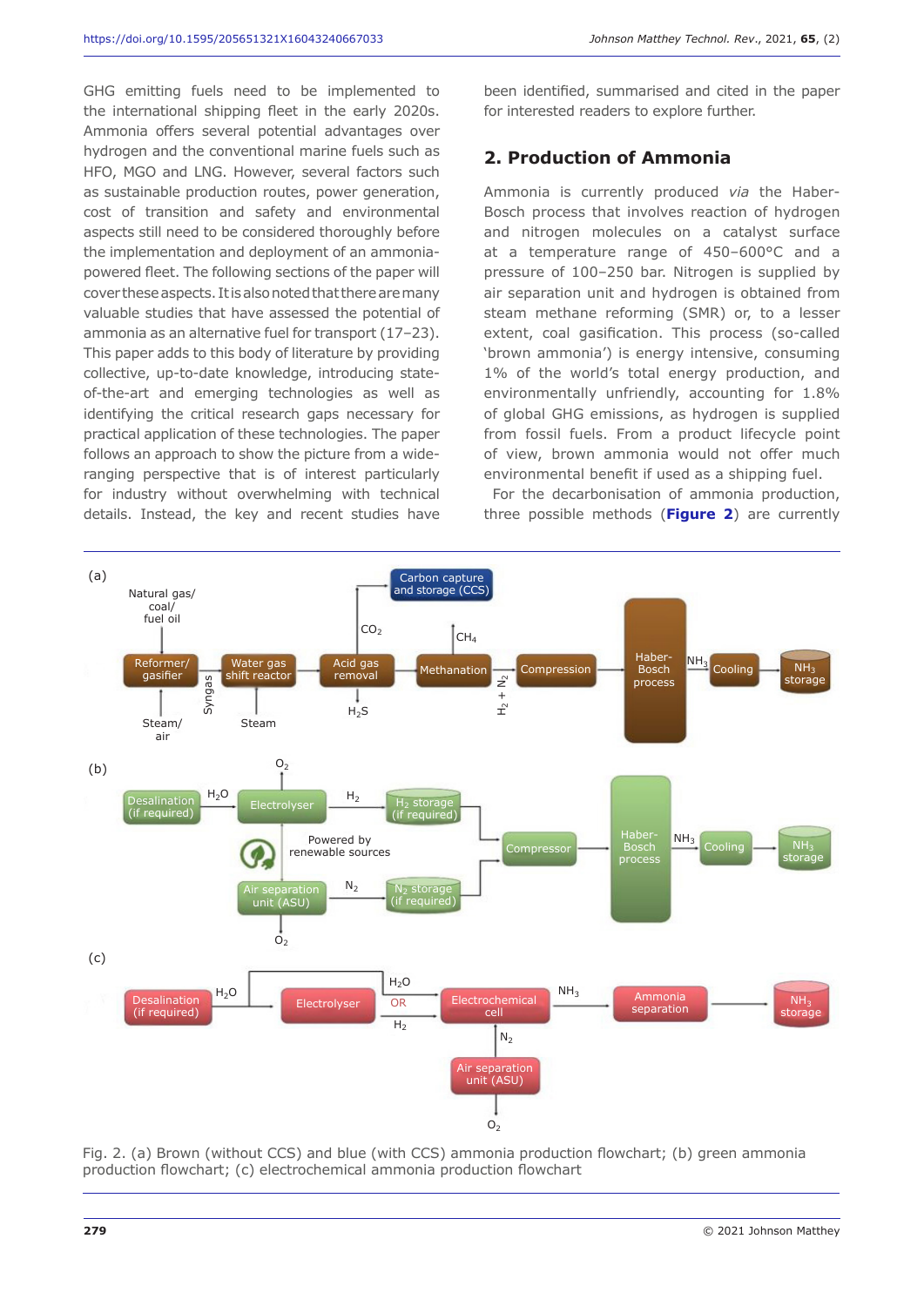GHG emitting fuels need to be implemented to the international shipping fleet in the early 2020s. Ammonia offers several potential advantages over hydrogen and the conventional marine fuels such as HFO, MGO and LNG. However, several factors such as sustainable production routes, power generation, cost of transition and safety and environmental aspects still need to be considered thoroughly before the implementation and deployment of an ammonia-powered fleet. The following sections of the paper will cover these aspects. It is also noted that there are many valuable studies that have assessed the potential of ammonia as an alternative fuel for transport (17–23). This paper adds to this body of literature by providing collective, up-to-date knowledge, introducing state-of-the-art and emerging technologies as well as identifying the critical research gaps necessary for practical application of these technologies. The paper follows an approach to show the picture from a wide-ranging perspective that is of interest particularly for industry without overwhelming with technical details. Instead, the key and recent studies have been identified, summarised and cited in the paper for interested readers to explore further.

## 2. Production of Ammonia

Ammonia is currently produced *via* the Haber-Bosch process that involves reaction of hydrogen and nitrogen molecules on a catalyst surface at a temperature range of 450–600°C and a pressure of 100–250 bar. Nitrogen is supplied by air separation unit and hydrogen is obtained from steam methane reforming (SMR) or, to a lesser extent, coal gasification. This process (so-called 'brown ammonia') is energy intensive, consuming 1% of the world's total energy production, and environmentally unfriendly, accounting for 1.8% of global GHG emissions, as hydrogen is supplied from fossil fuels. From a product lifecycle point of view, brown ammonia would not offer much environmental benefit if used as a shipping fuel.

For the decarbonisation of ammonia production, three possible methods (**Figure 2**) are currently

Fig. 2. (a) Brown (without CCS) and blue (with CCS) ammonia production flowchart; (b) green ammonia production flowchart; (c) electrochemical ammonia production flowchart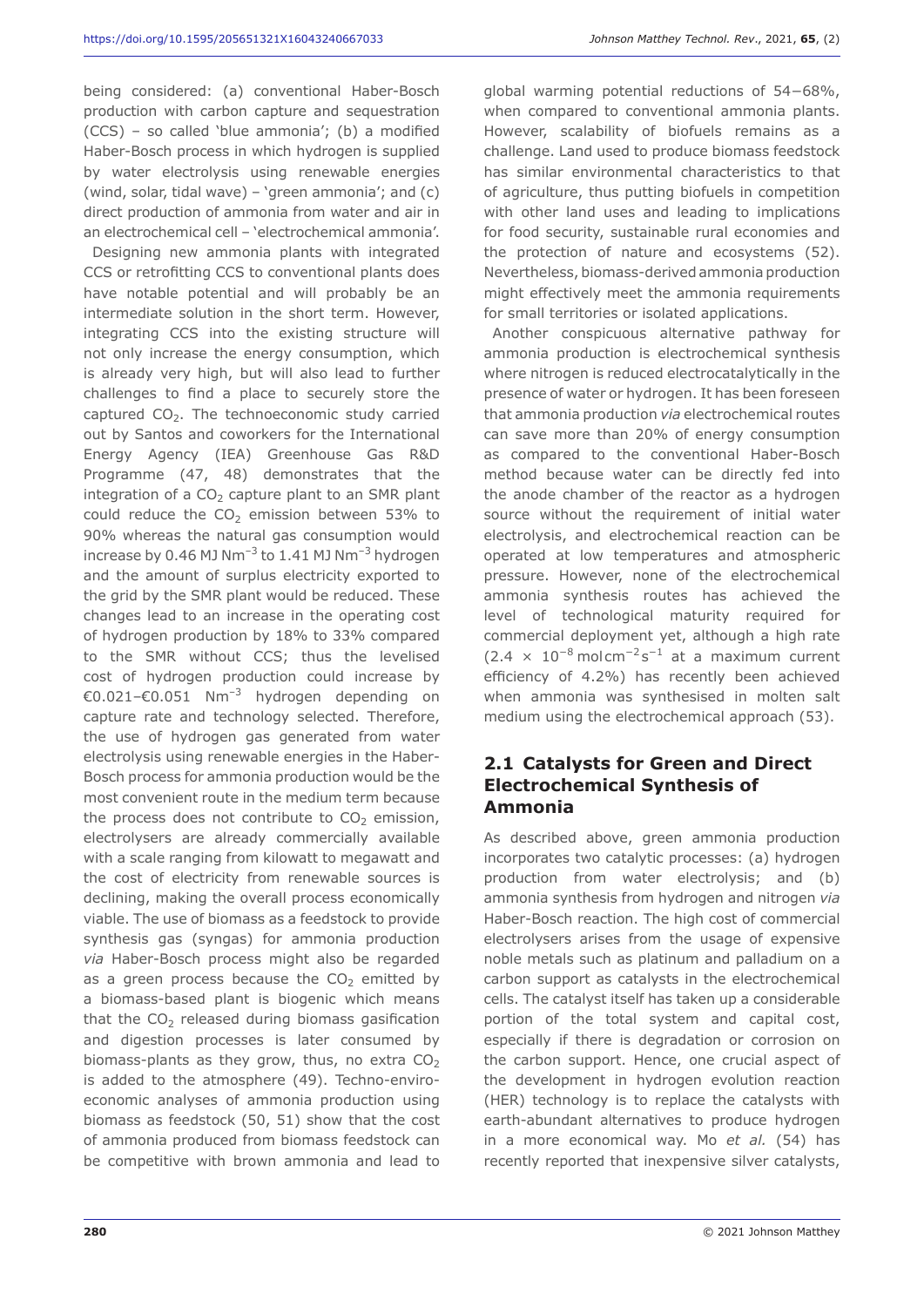being considered: (a) conventional Haber-Bosch production with carbon capture and sequestration (CCS) – so called 'blue ammonia'; (b) a modified Haber-Bosch process in which hydrogen is supplied by water electrolysis using renewable energies (wind, solar, tidal wave) – 'green ammonia'; and (c) direct production of ammonia from water and air in an electrochemical cell – 'electrochemical ammonia'.

Designing new ammonia plants with integrated CCS or retrofitting CCS to conventional plants does have notable potential and will probably be an intermediate solution in the short term. However, integrating CCS into the existing structure will not only increase the energy consumption, which is already very high, but will also lead to further challenges to find a place to securely store the captured $CO_2$. The technoeconomic study carried out by Santos and coworkers for the International Energy Agency (IEA) Greenhouse Gas R&D Programme (47, 48) demonstrates that the integration of a $CO_2$ capture plant to an SMR plant could reduce the $CO_2$ emission between 53% to 90% whereas the natural gas consumption would increase by 0.46 MJ $Nm^{-3}$ to 1.41 MJ $Nm^{-3}$ hydrogen and the amount of surplus electricity exported to the grid by the SMR plant would be reduced. These changes lead to an increase in the operating cost of hydrogen production by 18% to 33% compared to the SMR without CCS; thus the levelised cost of hydrogen production could increase by €0.021–€0.051 $Nm^{-3}$ hydrogen depending on capture rate and technology selected. Therefore, the use of hydrogen gas generated from water electrolysis using renewable energies in the Haber-Bosch process for ammonia production would be the most convenient route in the medium term because the process does not contribute to $CO_2$ emission, electrolysers are already commercially available with a scale ranging from kilowatt to megawatt and the cost of electricity from renewable sources is declining, making the overall process economically viable. The use of biomass as a feedstock to provide synthesis gas (syngas) for ammonia production *via* Haber-Bosch process might also be regarded as a green process because the $CO_2$ emitted by a biomass-based plant is biogenic which means that the $CO_2$ released during biomass gasification and digestion processes is later consumed by biomass-plants as they grow, thus, no extra $CO_2$ is added to the atmosphere (49). Techno-enviro-economic analyses of ammonia production using biomass as feedstock (50, 51) show that the cost of ammonia produced from biomass feedstock can be competitive with brown ammonia and lead to global warming potential reductions of 54–68%, when compared to conventional ammonia plants. However, scalability of biofuels remains as a challenge. Land used to produce biomass feedstock has similar environmental characteristics to that of agriculture, thus putting biofuels in competition with other land uses and leading to implications for food security, sustainable rural economies and the protection of nature and ecosystems (52). Nevertheless, biomass-derived ammonia production might effectively meet the ammonia requirements for small territories or isolated applications.

Another conspicuous alternative pathway for ammonia production is electrochemical synthesis where nitrogen is reduced electrocatalytically in the presence of water or hydrogen. It has been foreseen that ammonia production *via* electrochemical routes can save more than 20% of energy consumption as compared to the conventional Haber-Bosch method because water can be directly fed into the anode chamber of the reactor as a hydrogen source without the requirement of initial water electrolysis, and electrochemical reaction can be operated at low temperatures and atmospheric pressure. However, none of the electrochemical ammonia synthesis routes has achieved the level of technological maturity required for commercial deployment yet, although a high rate ($2.4 \times 10^{-8}$ mol $cm^{-2}$ $s^{-1}$ at a maximum current efficiency of 4.2%) has recently been achieved when ammonia was synthesised in molten salt medium using the electrochemical approach (53).

## 2.1 Catalysts for Green and Direct Electrochemical Synthesis of Ammonia

As described above, green ammonia production incorporates two catalytic processes: (a) hydrogen production from water electrolysis; and (b) ammonia synthesis from hydrogen and nitrogen *via* Haber-Bosch reaction. The high cost of commercial electrolysers arises from the usage of expensive noble metals such as platinum and palladium on a carbon support as catalysts in the electrochemical cells. The catalyst itself has taken up a considerable portion of the total system and capital cost, especially if there is degradation or corrosion on the carbon support. Hence, one crucial aspect of the development in hydrogen evolution reaction (HER) technology is to replace the catalysts with earth-abundant alternatives to produce hydrogen in a more economical way. Mo *et al.* (54) has recently reported that inexpensive silver catalysts,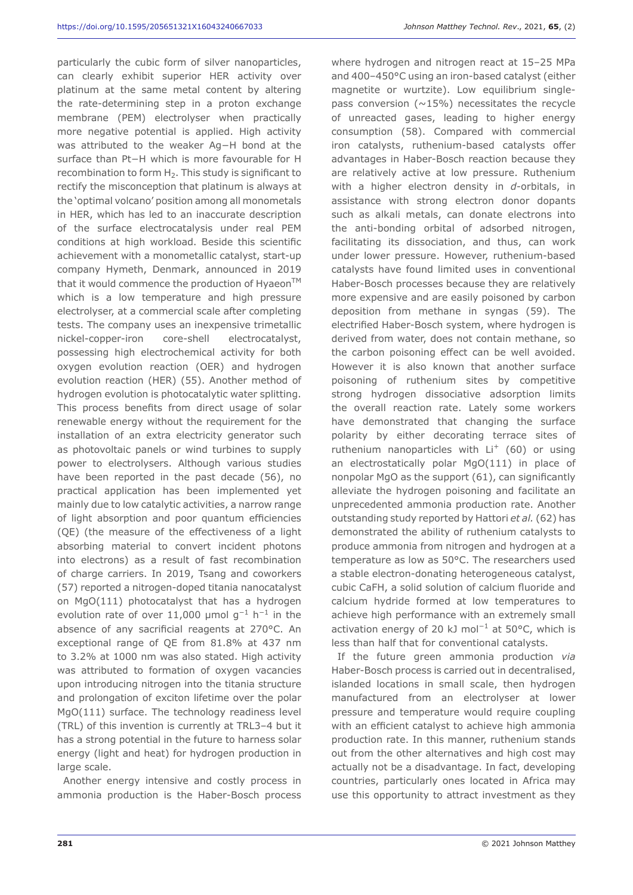particularly the cubic form of silver nanoparticles, can clearly exhibit superior HER activity over platinum at the same metal content by altering the rate-determining step in a proton exchange membrane (PEM) electrolyser when practically more negative potential is applied. High activity was attributed to the weaker Ag−H bond at the surface than Pt−H which is more favourable for H recombination to form $H_2$. This study is significant to rectify the misconception that platinum is always at the 'optimal volcano' position among all monometals in HER, which has led to an inaccurate description of the surface electrocatalysis under real PEM conditions at high workload. Beside this scientific achievement with a monometallic catalyst, start-up company Hymeth, Denmark, announced in 2019 that it would commence the production of Hyaeon™ which is a low temperature and high pressure electrolyser, at a commercial scale after completing tests. The company uses an inexpensive trimetallic nickel-copper-iron core-shell electrocatalyst, possessing high electrochemical activity for both oxygen evolution reaction (OER) and hydrogen evolution reaction (HER) (55). Another method of hydrogen evolution is photocatalytic water splitting. This process benefits from direct usage of solar renewable energy without the requirement for the installation of an extra electricity generator such as photovoltaic panels or wind turbines to supply power to electrolysers. Although various studies have been reported in the past decade (56), no practical application has been implemented yet mainly due to low catalytic activities, a narrow range of light absorption and poor quantum efficiencies (QE) (the measure of the effectiveness of a light absorbing material to convert incident photons into electrons) as a result of fast recombination of charge carriers. In 2019, Tsang and coworkers (57) reported a nitrogen-doped titania nanocatalyst on MgO(111) photocatalyst that has a hydrogen evolution rate of over 11,000 μmol $g^{-1}$ $h^{-1}$ in the absence of any sacrificial reagents at 270°C. An exceptional range of QE from 81.8% at 437 nm to 3.2% at 1000 nm was also stated. High activity was attributed to formation of oxygen vacancies upon introducing nitrogen into the titania structure and prolongation of exciton lifetime over the polar MgO(111) surface. The technology readiness level (TRL) of this invention is currently at TRL3–4 but it has a strong potential in the future to harness solar energy (light and heat) for hydrogen production in large scale.

Another energy intensive and costly process in ammonia production is the Haber-Bosch process where hydrogen and nitrogen react at 15–25 MPa and 400–450°C using an iron-based catalyst (either magnetite or wurtzite). Low equilibrium single-pass conversion (~15%) necessitates the recycle of unreacted gases, leading to higher energy consumption (58). Compared with commercial iron catalysts, ruthenium-based catalysts offer advantages in Haber-Bosch reaction because they are relatively active at low pressure. Ruthenium with a higher electron density in *d*-orbitals, in assistance with strong electron donor dopants such as alkali metals, can donate electrons into the anti-bonding orbital of adsorbed nitrogen, facilitating its dissociation, and thus, can work under lower pressure. However, ruthenium-based catalysts have found limited uses in conventional Haber-Bosch processes because they are relatively more expensive and are easily poisoned by carbon deposition from methane in syngas (59). The electrified Haber-Bosch system, where hydrogen is derived from water, does not contain methane, so the carbon poisoning effect can be well avoided. However it is also known that another surface poisoning of ruthenium sites by competitive strong hydrogen dissociative adsorption limits the overall reaction rate. Lately some workers have demonstrated that changing the surface polarity by either decorating terrace sites of ruthenium nanoparticles with $Li^+$ (60) or using an electrostatically polar MgO(111) in place of nonpolar MgO as the support (61), can significantly alleviate the hydrogen poisoning and facilitate an unprecedented ammonia production rate. Another outstanding study reported by Hattori *et al.* (62) has demonstrated the ability of ruthenium catalysts to produce ammonia from nitrogen and hydrogen at a temperature as low as 50°C. The researchers used a stable electron-donating heterogeneous catalyst, cubic CaFH, a solid solution of calcium fluoride and calcium hydride formed at low temperatures to achieve high performance with an extremely small activation energy of 20 kJ $mol^{-1}$ at 50°C, which is less than half that for conventional catalysts.

If the future green ammonia production *via* Haber-Bosch process is carried out in decentralised, islanded locations in small scale, then hydrogen manufactured from an electrolyser at lower pressure and temperature would require coupling with an efficient catalyst to achieve high ammonia production rate. In this manner, ruthenium stands out from the other alternatives and high cost may actually not be a disadvantage. In fact, developing countries, particularly ones located in Africa may use this opportunity to attract investment as they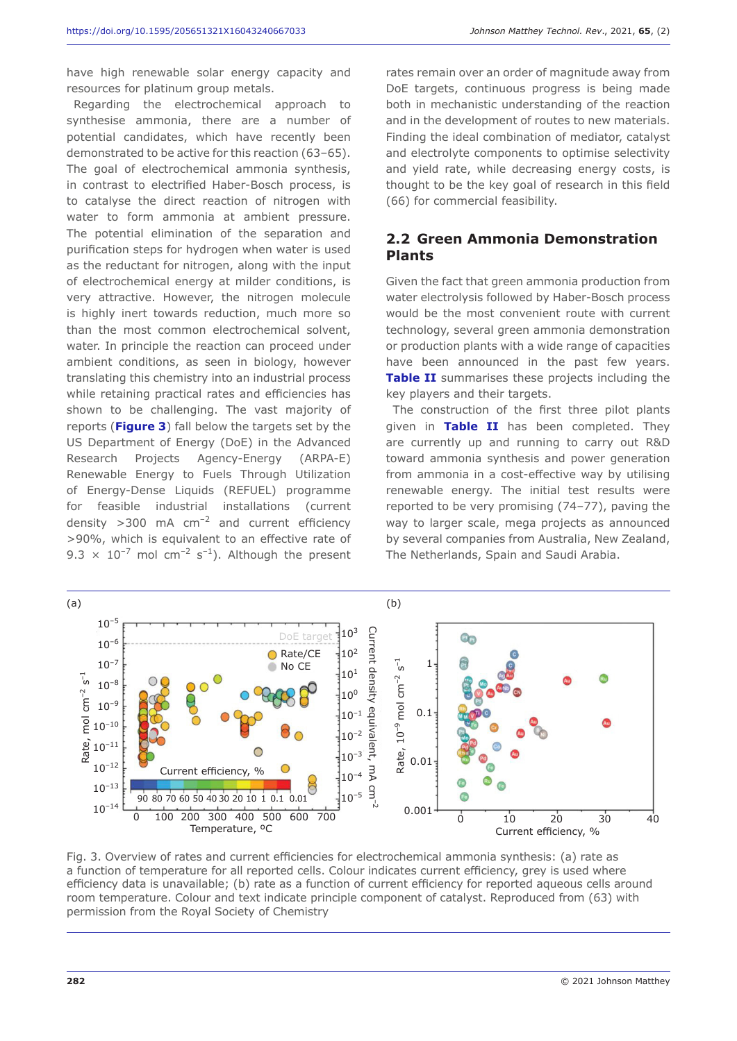have high renewable solar energy capacity and resources for platinum group metals.

Regarding the electrochemical approach to synthesise ammonia, there are a number of potential candidates, which have recently been demonstrated to be active for this reaction (63–65). The goal of electrochemical ammonia synthesis, in contrast to electrified Haber-Bosch process, is to catalyse the direct reaction of nitrogen with water to form ammonia at ambient pressure. The potential elimination of the separation and purification steps for hydrogen when water is used as the reductant for nitrogen, along with the input of electrochemical energy at milder conditions, is very attractive. However, the nitrogen molecule is highly inert towards reduction, much more so than the most common electrochemical solvent, water. In principle the reaction can proceed under ambient conditions, as seen in biology, however translating this chemistry into an industrial process while retaining practical rates and efficiencies has shown to be challenging. The vast majority of reports (**Figure 3**) fall below the targets set by the US Department of Energy (DoE) in the Advanced Research Projects Agency-Energy (ARPA-E) Renewable Energy to Fuels Through Utilization of Energy-Dense Liquids (REFUEL) programme for feasible industrial installations (current density >300 mA $cm^{-2}$ and current efficiency >90%, which is equivalent to an effective rate of $9.3 \times 10^{-7}$ mol $cm^{-2}$ $s^{-1}$). Although the present rates remain over an order of magnitude away from DoE targets, continuous progress is being made both in mechanistic understanding of the reaction and in the development of routes to new materials. Finding the ideal combination of mediator, catalyst and electrolyte components to optimise selectivity and yield rate, while decreasing energy costs, is thought to be the key goal of research in this field (66) for commercial feasibility.

## 2.2 Green Ammonia Demonstration Plants

Given the fact that green ammonia production from water electrolysis followed by Haber-Bosch process would be the most convenient route with current technology, several green ammonia demonstration or production plants with a wide range of capacities have been announced in the past few years. **Table II** summarises these projects including the key players and their targets.

The construction of the first three pilot plants given in **Table II** has been completed. They are currently up and running to carry out R&D toward ammonia synthesis and power generation from ammonia in a cost-effective way by utilising renewable energy. The initial test results were reported to be very promising (74–77), paving the way to larger scale, mega projects as announced by several companies from Australia, New Zealand, The Netherlands, Spain and Saudi Arabia.

Fig. 3. Overview of rates and current efficiencies for electrochemical ammonia synthesis: (a) rate as a function of temperature for all reported cells. Colour indicates current efficiency, grey is used where efficiency data is unavailable; (b) rate as a function of current efficiency for reported aqueous cells around room temperature. Colour and text indicate principle component of catalyst. Reproduced from (63) with permission from the Royal Society of Chemistry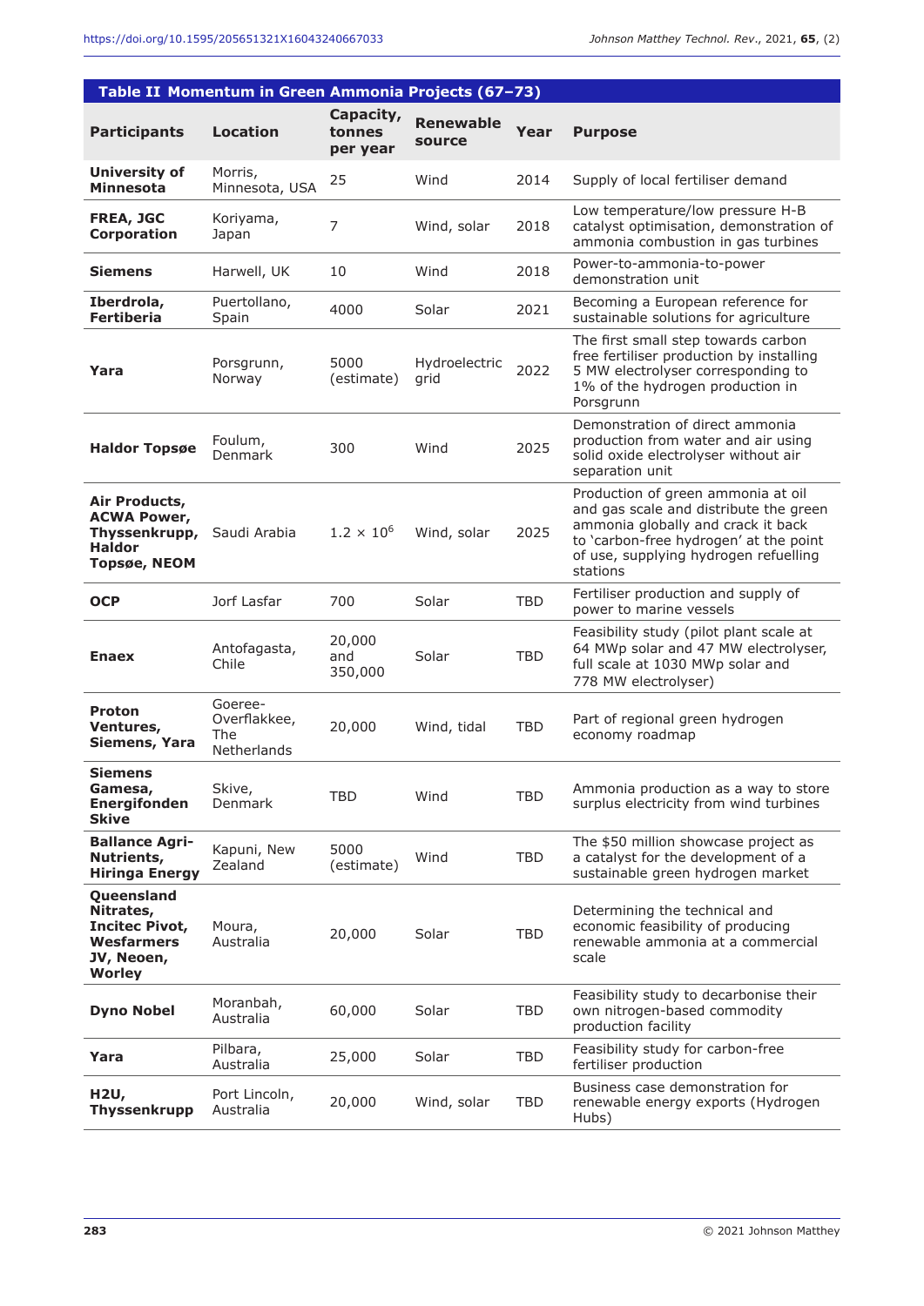**Table II Momentum in Green Ammonia Projects (67–73)**

| Participants | Location | Capacity, tonnes per year | Renewable source | Year | Purpose |
|---|---|---|---|---|---|
| **University of Minnesota** | Morris, Minnesota, USA | 25 | Wind | 2014 | Supply of local fertiliser demand |
| **FREA, JGC Corporation** | Koriyama, Japan | 7 | Wind, solar | 2018 | Low temperature/low pressure H-B catalyst optimisation, demonstration of ammonia combustion in gas turbines |
| **Siemens** | Harwell, UK | 10 | Wind | 2018 | Power-to-ammonia-to-power demonstration unit |
| **Iberdrola, Fertiberia** | Puertollano, Spain | 4000 | Solar | 2021 | Becoming a European reference for sustainable solutions for agriculture |
| **Yara** | Porsgrunn, Norway | 5000 (estimate) | Hydroelectric grid | 2022 | The first small step towards carbon free fertiliser production by installing 5 MW electrolyser corresponding to 1% of the hydrogen production in Porsgrunn |
| **Haldor Topsøe** | Foulum, Denmark | 300 | Wind | 2025 | Demonstration of direct ammonia production from water and air using solid oxide electrolyser without air separation unit |
| **Air Products, ACWA Power, Thyssenkrupp, Haldor Topsøe, NEOM** | Saudi Arabia | $1.2 \times 10^6$ | Wind, solar | 2025 | Production of green ammonia at oil and gas scale and distribute the green ammonia globally and crack it back to 'carbon-free hydrogen' at the point of use, supplying hydrogen refuelling stations |
| **OCP** | Jorf Lasfar | 700 | Solar | TBD | Fertiliser production and supply of power to marine vessels |
| **Enaex** | Antofagasta, Chile | 20,000 and 350,000 | Solar | TBD | Feasibility study (pilot plant scale at 64 MWp solar and 47 MW electrolyser, full scale at 1030 MWp solar and 778 MW electrolyser) |
| **Proton Ventures, Siemens, Yara** | Goeree-Overflakkee, The Netherlands | 20,000 | Wind, tidal | TBD | Part of regional green hydrogen economy roadmap |
| **Siemens Gamesa, Energifonden Skive** | Skive, Denmark | TBD | Wind | TBD | Ammonia production as a way to store surplus electricity from wind turbines |
| **Ballance Agri-Nutrients, Hiringa Energy** | Kapuni, New Zealand | 5000 (estimate) | Wind | TBD | The $50 million showcase project as a catalyst for the development of a sustainable green hydrogen market |
| **Queensland Nitrates, Incitec Pivot, Wesfarmers JV, Neoen, Worley** | Moura, Australia | 20,000 | Solar | TBD | Determining the technical and economic feasibility of producing renewable ammonia at a commercial scale |
| **Dyno Nobel** | Moranbah, Australia | 60,000 | Solar | TBD | Feasibility study to decarbonise their own nitrogen-based commodity production facility |
| **Yara** | Pilbara, Australia | 25,000 | Solar | TBD | Feasibility study for carbon-free fertiliser production |
| **H2U, Thyssenkrupp** | Port Lincoln, Australia | 20,000 | Wind, solar | TBD | Business case demonstration for renewable energy exports (Hydrogen Hubs) |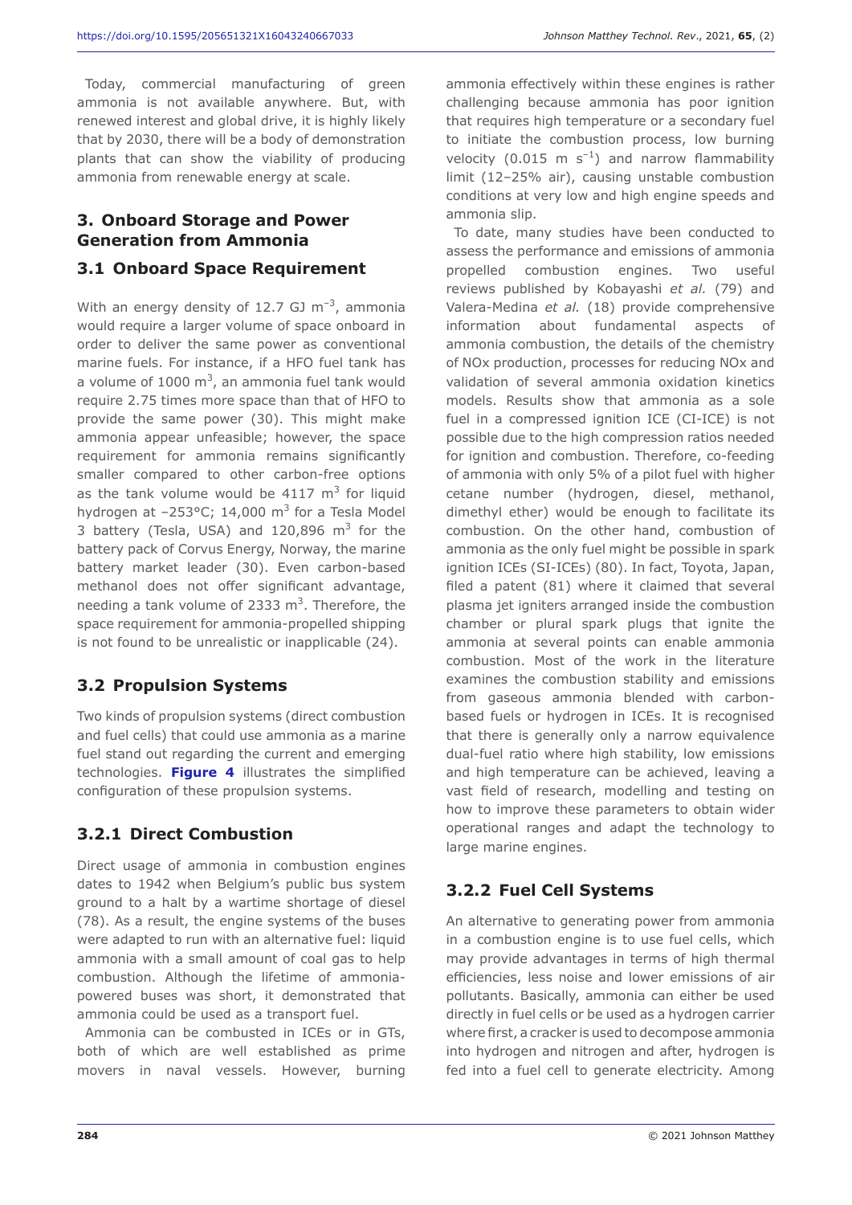Today, commercial manufacturing of green ammonia is not available anywhere. But, with renewed interest and global drive, it is highly likely that by 2030, there will be a body of demonstration plants that can show the viability of producing ammonia from renewable energy at scale.

## 3. Onboard Storage and Power Generation from Ammonia

### 3.1 Onboard Space Requirement

With an energy density of 12.7 GJ $m^{-3}$, ammonia would require a larger volume of space onboard in order to deliver the same power as conventional marine fuels. For instance, if a HFO fuel tank has a volume of 1000 $m^3$, an ammonia fuel tank would require 2.75 times more space than that of HFO to provide the same power (30). This might make ammonia appear unfeasible; however, the space requirement for ammonia remains significantly smaller compared to other carbon-free options as the tank volume would be 4117 $m^3$ for liquid hydrogen at –253°C; 14,000 $m^3$ for a Tesla Model 3 battery (Tesla, USA) and 120,896 $m^3$ for the battery pack of Corvus Energy, Norway, the marine battery market leader (30). Even carbon-based methanol does not offer significant advantage, needing a tank volume of 2333 $m^3$. Therefore, the space requirement for ammonia-propelled shipping is not found to be unrealistic or inapplicable (24).

### 3.2 Propulsion Systems

Two kinds of propulsion systems (direct combustion and fuel cells) that could use ammonia as a marine fuel stand out regarding the current and emerging technologies. **Figure 4** illustrates the simplified configuration of these propulsion systems.

#### 3.2.1 Direct Combustion

Direct usage of ammonia in combustion engines dates to 1942 when Belgium's public bus system ground to a halt by a wartime shortage of diesel (78). As a result, the engine systems of the buses were adapted to run with an alternative fuel: liquid ammonia with a small amount of coal gas to help combustion. Although the lifetime of ammonia-powered buses was short, it demonstrated that ammonia could be used as a transport fuel.

Ammonia can be combusted in ICEs or in GTs, both of which are well established as prime movers in naval vessels. However, burning ammonia effectively within these engines is rather challenging because ammonia has poor ignition that requires high temperature or a secondary fuel to initiate the combustion process, low burning velocity (0.015 m $s^{-1}$) and narrow flammability limit (12–25% air), causing unstable combustion conditions at very low and high engine speeds and ammonia slip.

To date, many studies have been conducted to assess the performance and emissions of ammonia propelled combustion engines. Two useful reviews published by Kobayashi *et al.* (79) and Valera-Medina *et al.* (18) provide comprehensive information about fundamental aspects of ammonia combustion, the details of the chemistry of NOx production, processes for reducing NOx and validation of several ammonia oxidation kinetics models. Results show that ammonia as a sole fuel in a compressed ignition ICE (CI-ICE) is not possible due to the high compression ratios needed for ignition and combustion. Therefore, co-feeding of ammonia with only 5% of a pilot fuel with higher cetane number (hydrogen, diesel, methanol, dimethyl ether) would be enough to facilitate its combustion. On the other hand, combustion of ammonia as the only fuel might be possible in spark ignition ICEs (SI-ICEs) (80). In fact, Toyota, Japan, filed a patent (81) where it claimed that several plasma jet igniters arranged inside the combustion chamber or plural spark plugs that ignite the ammonia at several points can enable ammonia combustion. Most of the work in the literature examines the combustion stability and emissions from gaseous ammonia blended with carbon-based fuels or hydrogen in ICEs. It is recognised that there is generally only a narrow equivalence dual-fuel ratio where high stability, low emissions and high temperature can be achieved, leaving a vast field of research, modelling and testing on how to improve these parameters to obtain wider operational ranges and adapt the technology to large marine engines.

#### 3.2.2 Fuel Cell Systems

An alternative to generating power from ammonia in a combustion engine is to use fuel cells, which may provide advantages in terms of high thermal efficiencies, less noise and lower emissions of air pollutants. Basically, ammonia can either be used directly in fuel cells or be used as a hydrogen carrier where first, a cracker is used to decompose ammonia into hydrogen and nitrogen and after, hydrogen is fed into a fuel cell to generate electricity. Among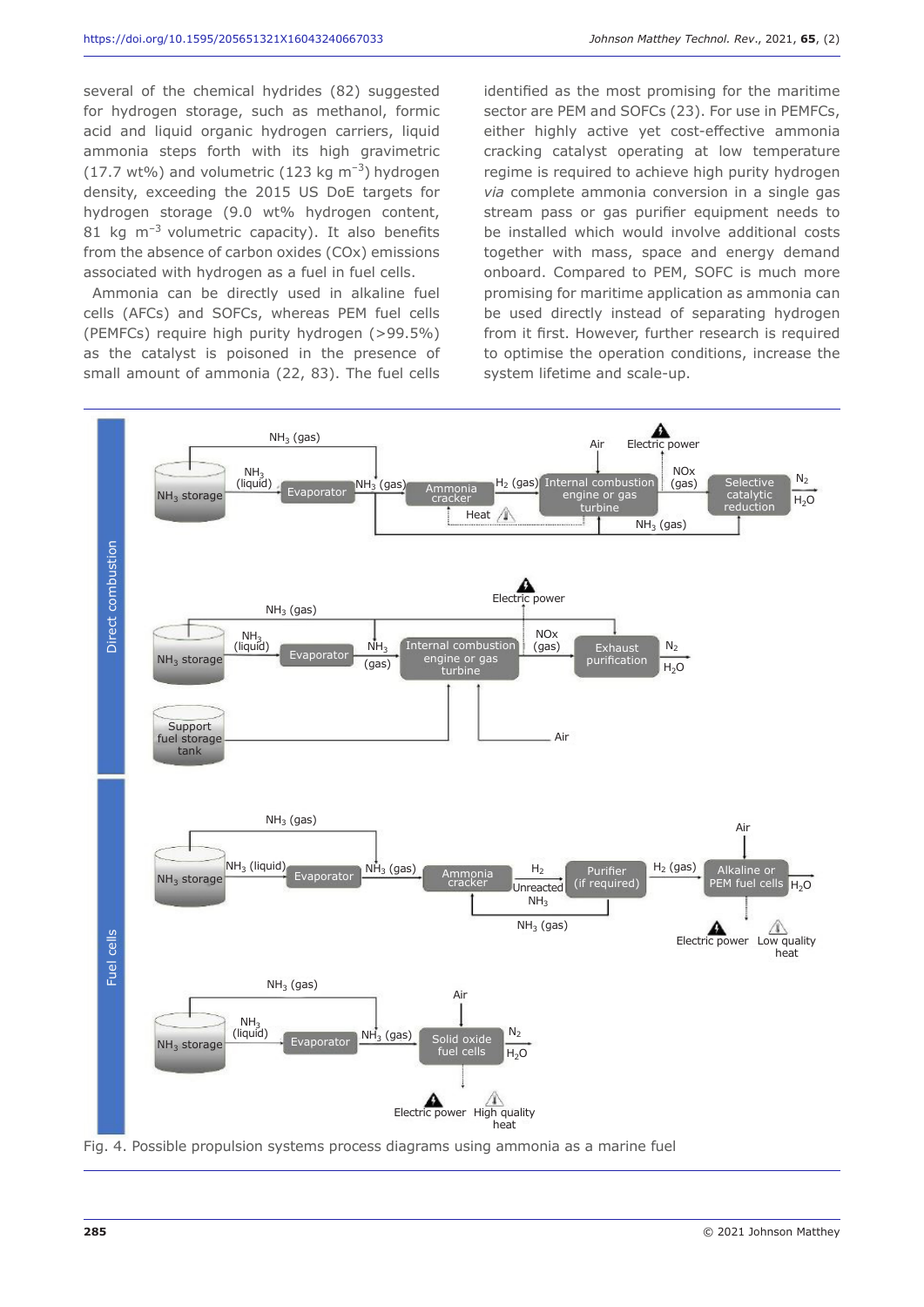several of the chemical hydrides (82) suggested for hydrogen storage, such as methanol, formic acid and liquid organic hydrogen carriers, liquid ammonia steps forth with its high gravimetric (17.7 wt%) and volumetric (123 kg $m^{-3}$) hydrogen density, exceeding the 2015 US DoE targets for hydrogen storage (9.0 wt% hydrogen content, 81 kg $m^{-3}$ volumetric capacity). It also benefits from the absence of carbon oxides (COx) emissions associated with hydrogen as a fuel in fuel cells.

Ammonia can be directly used in alkaline fuel cells (AFCs) and SOFCs, whereas PEM fuel cells (PEMFCs) require high purity hydrogen (>99.5%) as the catalyst is poisoned in the presence of small amount of ammonia (22, 83). The fuel cells identified as the most promising for the maritime sector are PEM and SOFCs (23). For use in PEMFCs, either highly active yet cost-effective ammonia cracking catalyst operating at low temperature regime is required to achieve high purity hydrogen *via* complete ammonia conversion in a single gas stream pass or gas purifier equipment needs to be installed which would involve additional costs together with mass, space and energy demand onboard. Compared to PEM, SOFC is much more promising for maritime application as ammonia can be used directly instead of separating hydrogen from it first. However, further research is required to optimise the operation conditions, increase the system lifetime and scale-up.

Fig. 4. Possible propulsion systems process diagrams using ammonia as a marine fuel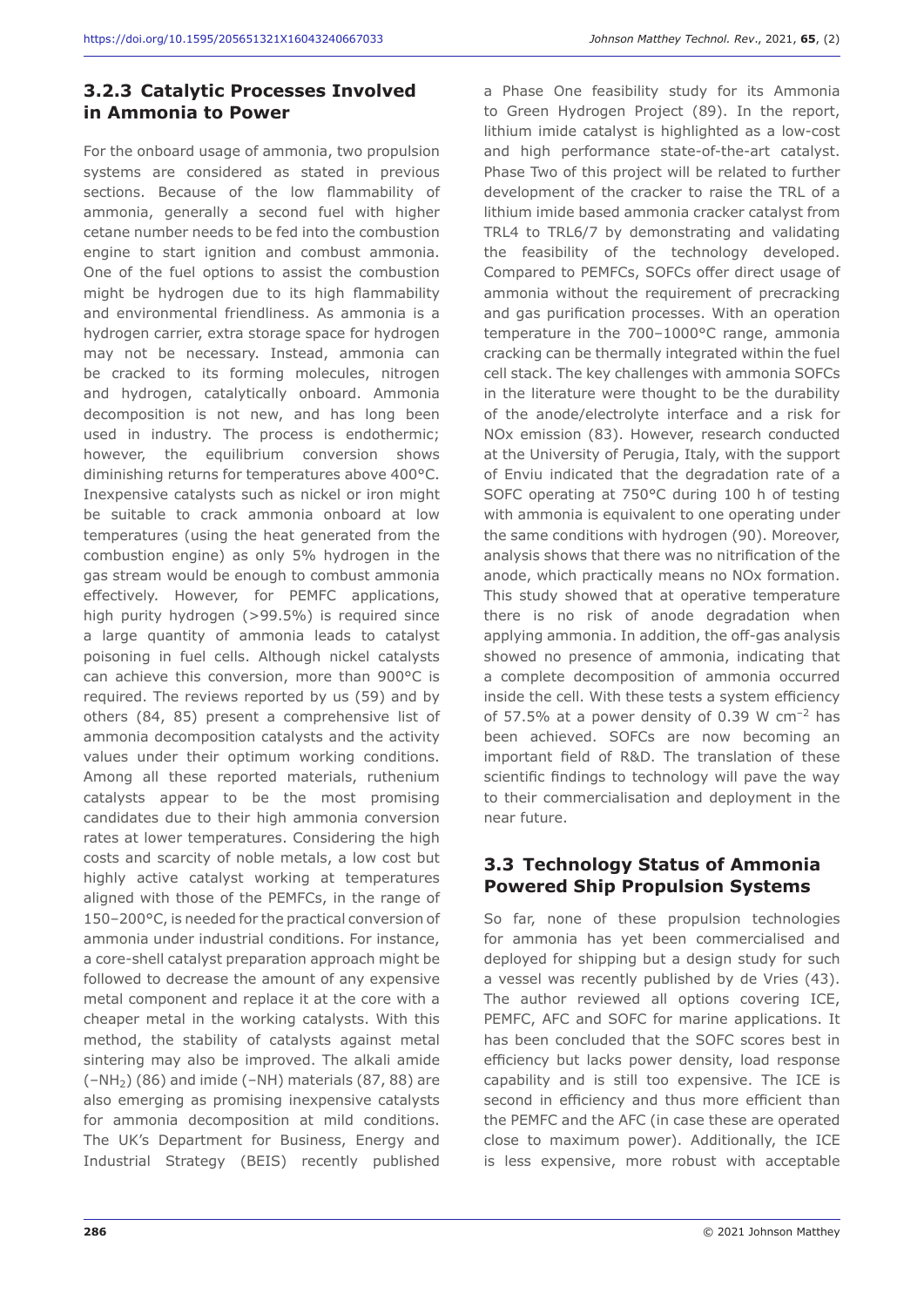### 3.2.3 Catalytic Processes Involved in Ammonia to Power

For the onboard usage of ammonia, two propulsion systems are considered as stated in previous sections. Because of the low flammability of ammonia, generally a second fuel with higher cetane number needs to be fed into the combustion engine to start ignition and combust ammonia. One of the fuel options to assist the combustion might be hydrogen due to its high flammability and environmental friendliness. As ammonia is a hydrogen carrier, extra storage space for hydrogen may not be necessary. Instead, ammonia can be cracked to its forming molecules, nitrogen and hydrogen, catalytically onboard. Ammonia decomposition is not new, and has long been used in industry. The process is endothermic; however, the equilibrium conversion shows diminishing returns for temperatures above 400°C. Inexpensive catalysts such as nickel or iron might be suitable to crack ammonia onboard at low temperatures (using the heat generated from the combustion engine) as only 5% hydrogen in the gas stream would be enough to combust ammonia effectively. However, for PEMFC applications, high purity hydrogen (>99.5%) is required since a large quantity of ammonia leads to catalyst poisoning in fuel cells. Although nickel catalysts can achieve this conversion, more than 900°C is required. The reviews reported by us (59) and by others (84, 85) present a comprehensive list of ammonia decomposition catalysts and the activity values under their optimum working conditions. Among all these reported materials, ruthenium catalysts appear to be the most promising candidates due to their high ammonia conversion rates at lower temperatures. Considering the high costs and scarcity of noble metals, a low cost but highly active catalyst working at temperatures aligned with those of the PEMFCs, in the range of 150–200°C, is needed for the practical conversion of ammonia under industrial conditions. For instance, a core-shell catalyst preparation approach might be followed to decrease the amount of any expensive metal component and replace it at the core with a cheaper metal in the working catalysts. With this method, the stability of catalysts against metal sintering may also be improved. The alkali amide ($-NH_2$) (86) and imide ($-NH$) materials (87, 88) are also emerging as promising inexpensive catalysts for ammonia decomposition at mild conditions. The UK's Department for Business, Energy and Industrial Strategy (BEIS) recently published a Phase One feasibility study for its Ammonia to Green Hydrogen Project (89). In the report, lithium imide catalyst is highlighted as a low-cost and high performance state-of-the-art catalyst. Phase Two of this project will be related to further development of the cracker to raise the TRL of a lithium imide based ammonia cracker catalyst from TRL4 to TRL6/7 by demonstrating and validating the feasibility of the technology developed. Compared to PEMFCs, SOFCs offer direct usage of ammonia without the requirement of precracking and gas purification processes. With an operation temperature in the 700–1000°C range, ammonia cracking can be thermally integrated within the fuel cell stack. The key challenges with ammonia SOFCs in the literature were thought to be the durability of the anode/electrolyte interface and a risk for NOx emission (83). However, research conducted at the University of Perugia, Italy, with the support of Enviu indicated that the degradation rate of a SOFC operating at 750°C during 100 h of testing with ammonia is equivalent to one operating under the same conditions with hydrogen (90). Moreover, analysis shows that there was no nitrification of the anode, which practically means no NOx formation. This study showed that at operative temperature there is no risk of anode degradation when applying ammonia. In addition, the off-gas analysis showed no presence of ammonia, indicating that a complete decomposition of ammonia occurred inside the cell. With these tests a system efficiency of 57.5% at a power density of 0.39 W $cm^{-2}$ has been achieved. SOFCs are now becoming an important field of R&D. The translation of these scientific findings to technology will pave the way to their commercialisation and deployment in the near future.

## 3.3 Technology Status of Ammonia Powered Ship Propulsion Systems

So far, none of these propulsion technologies for ammonia has yet been commercialised and deployed for shipping but a design study for such a vessel was recently published by de Vries (43). The author reviewed all options covering ICE, PEMFC, AFC and SOFC for marine applications. It has been concluded that the SOFC scores best in efficiency but lacks power density, load response capability and is still too expensive. The ICE is second in efficiency and thus more efficient than the PEMFC and the AFC (in case these are operated close to maximum power). Additionally, the ICE is less expensive, more robust with acceptable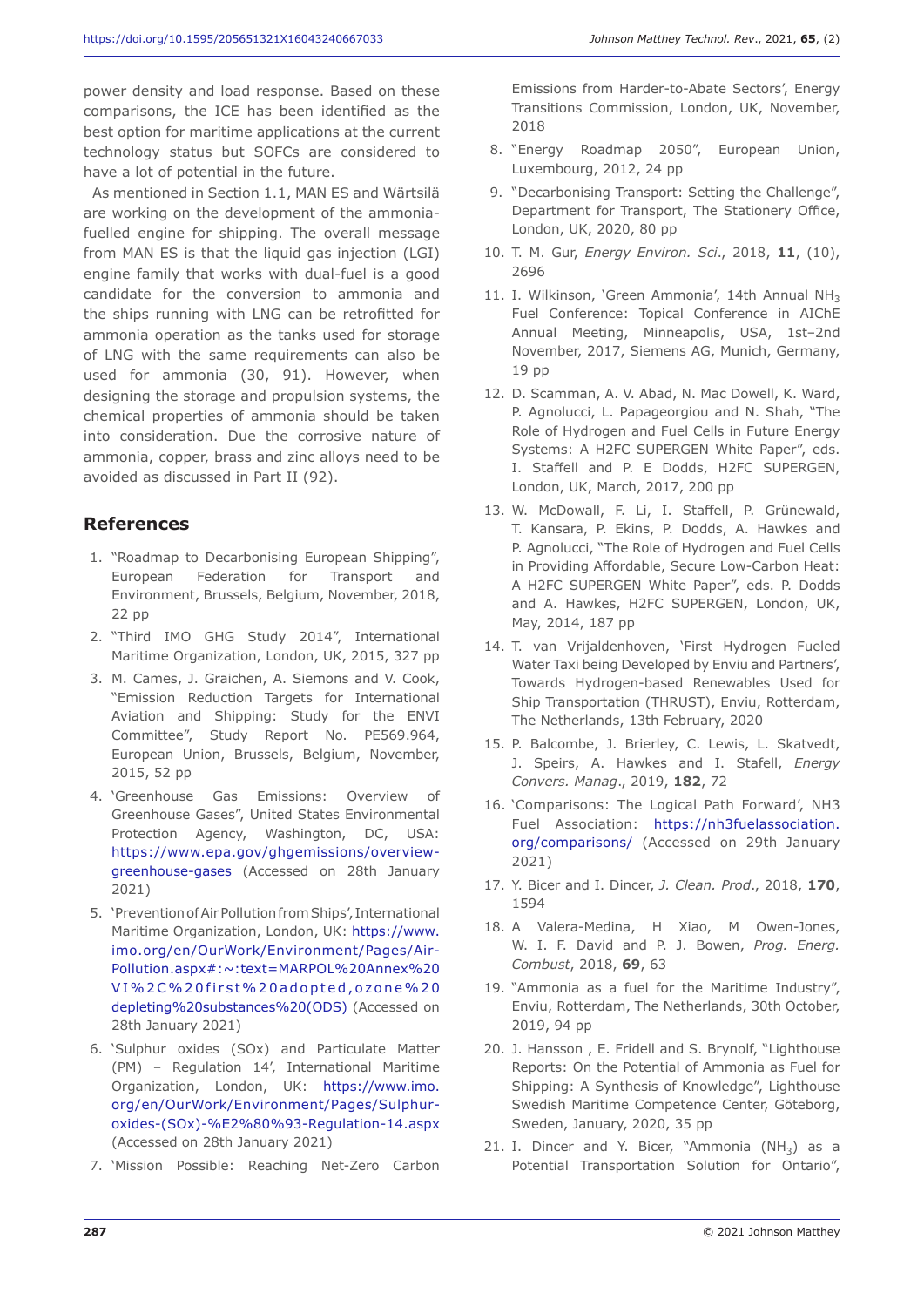power density and load response. Based on these comparisons, the ICE has been identified as the best option for maritime applications at the current technology status but SOFCs are considered to have a lot of potential in the future.

As mentioned in Section 1.1, MAN ES and Wärtsilä are working on the development of the ammonia-fuelled engine for shipping. The overall message from MAN ES is that the liquid gas injection (LGI) engine family that works with dual-fuel is a good candidate for the conversion to ammonia and the ships running with LNG can be retrofitted for ammonia operation as the tanks used for storage of LNG with the same requirements can also be used for ammonia (30, 91). However, when designing the storage and propulsion systems, the chemical properties of ammonia should be taken into consideration. Due the corrosive nature of ammonia, copper, brass and zinc alloys need to be avoided as discussed in Part II (92).

## References

1. "Roadmap to Decarbonising European Shipping", European Federation for Transport and Environment, Brussels, Belgium, November, 2018, 22 pp
2. "Third IMO GHG Study 2014", International Maritime Organization, London, UK, 2015, 327 pp
3. M. Cames, J. Graichen, A. Siemons and V. Cook, "Emission Reduction Targets for International Aviation and Shipping: Study for the ENVI Committee", Study Report No. PE569.964, European Union, Brussels, Belgium, November, 2015, 52 pp
4. 'Greenhouse Gas Emissions: Overview of Greenhouse Gases", United States Environmental Protection Agency, Washington, DC, USA: https://www.epa.gov/ghgemissions/overview-greenhouse-gases (Accessed on 28th January 2021)
5. 'Prevention of Air Pollution from Ships', International Maritime Organization, London, UK: https://www.imo.org/en/OurWork/Environment/Pages/Air-Pollution.aspx#:~:text=MARPOL%20Annex%20VI%2C%20first%20adopted,ozone%20depleting%20substances%20(ODS) (Accessed on 28th January 2021)
6. 'Sulphur oxides (SOx) and Particulate Matter (PM) – Regulation 14', International Maritime Organization, London, UK: https://www.imo.org/en/OurWork/Environment/Pages/Sulphur-oxides-(SOx)-%E2%80%93-Regulation-14.aspx (Accessed on 28th January 2021)
7. 'Mission Possible: Reaching Net-Zero Carbon Emissions from Harder-to-Abate Sectors', Energy Transitions Commission, London, UK, November, 2018
8. "Energy Roadmap 2050", European Union, Luxembourg, 2012, 24 pp
9. "Decarbonising Transport: Setting the Challenge", Department for Transport, The Stationery Office, London, UK, 2020, 80 pp
10. T. M. Gur, *Energy Environ. Sci*., 2018, **11**, (10), 2696
11. I. Wilkinson, 'Green Ammonia', 14th Annual $NH_3$ Fuel Conference: Topical Conference in AIChE Annual Meeting, Minneapolis, USA, 1st–2nd November, 2017, Siemens AG, Munich, Germany, 19 pp
12. D. Scamman, A. V. Abad, N. Mac Dowell, K. Ward, P. Agnolucci, L. Papageorgiou and N. Shah, "The Role of Hydrogen and Fuel Cells in Future Energy Systems: A H2FC SUPERGEN White Paper", eds. I. Staffell and P. E Dodds, H2FC SUPERGEN, London, UK, March, 2017, 200 pp
13. W. McDowall, F. Li, I. Staffell, P. Grünewald, T. Kansara, P. Ekins, P. Dodds, A. Hawkes and P. Agnolucci, "The Role of Hydrogen and Fuel Cells in Providing Affordable, Secure Low-Carbon Heat: A H2FC SUPERGEN White Paper", eds. P. Dodds and A. Hawkes, H2FC SUPERGEN, London, UK, May, 2014, 187 pp
14. T. van Vrijaldenhoven, 'First Hydrogen Fueled Water Taxi being Developed by Enviu and Partners', Towards Hydrogen-based Renewables Used for Ship Transportation (THRUST), Enviu, Rotterdam, The Netherlands, 13th February, 2020
15. P. Balcombe, J. Brierley, C. Lewis, L. Skatvedt, J. Speirs, A. Hawkes and I. Stafell, *Energy Convers. Manag*., 2019, **182**, 72
16. 'Comparisons: The Logical Path Forward', NH3 Fuel Association: https://nh3fuelassociation.org/comparisons/ (Accessed on 29th January 2021)
17. Y. Bicer and I. Dincer, *J. Clean. Prod*., 2018, **170**, 1594
18. A Valera-Medina, H Xiao, M Owen-Jones, W. I. F. David and P. J. Bowen, *Prog. Energ. Combust*, 2018, **69**, 63
19. "Ammonia as a fuel for the Maritime Industry", Enviu, Rotterdam, The Netherlands, 30th October, 2019, 94 pp
20. J. Hansson , E. Fridell and S. Brynolf, "Lighthouse Reports: On the Potential of Ammonia as Fuel for Shipping: A Synthesis of Knowledge", Lighthouse Swedish Maritime Competence Center, Göteborg, Sweden, January, 2020, 35 pp
21. I. Dincer and Y. Bicer, "Ammonia ($NH_3$) as a Potential Transportation Solution for Ontario",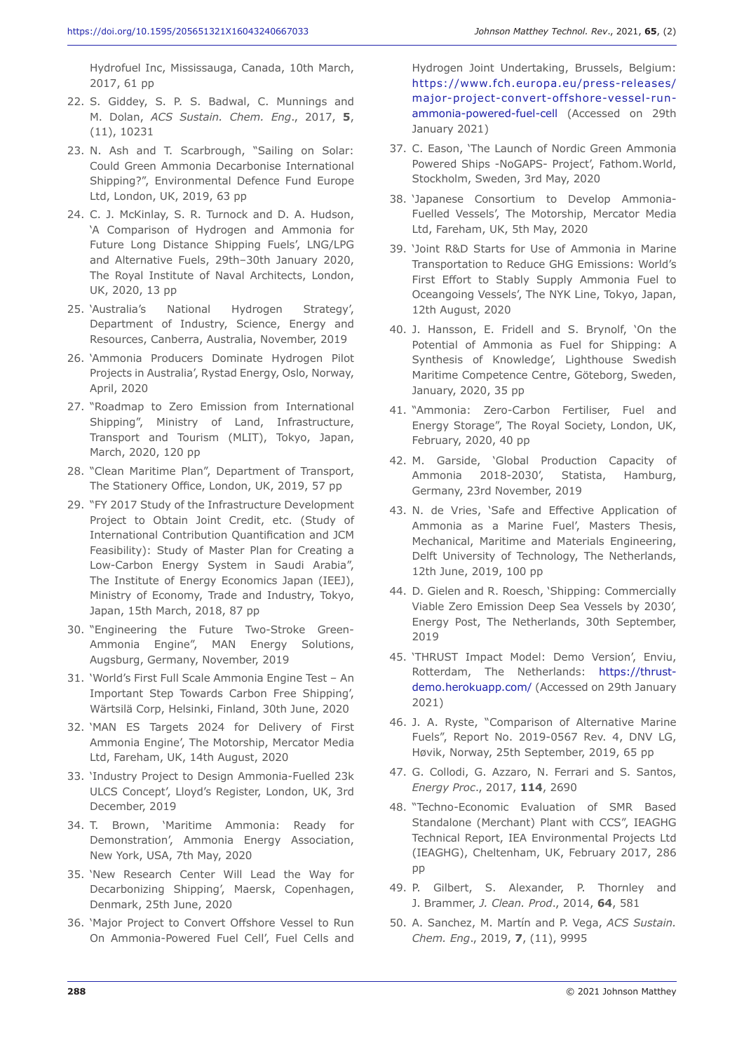Hydrofuel Inc, Mississauga, Canada, 10th March, 2017, 61 pp

22. S. Giddey, S. P. S. Badwal, C. Munnings and M. Dolan, *ACS Sustain. Chem. Eng.*, 2017, **5**, (11), 10231
23. N. Ash and T. Scarbrough, "Sailing on Solar: Could Green Ammonia Decarbonise International Shipping?", Environmental Defence Fund Europe Ltd, London, UK, 2019, 63 pp
24. C. J. McKinlay, S. R. Turnock and D. A. Hudson, 'A Comparison of Hydrogen and Ammonia for Future Long Distance Shipping Fuels', LNG/LPG and Alternative Fuels, 29th–30th January 2020, The Royal Institute of Naval Architects, London, UK, 2020, 13 pp
25. 'Australia's National Hydrogen Strategy', Department of Industry, Science, Energy and Resources, Canberra, Australia, November, 2019
26. 'Ammonia Producers Dominate Hydrogen Pilot Projects in Australia', Rystad Energy, Oslo, Norway, April, 2020
27. "Roadmap to Zero Emission from International Shipping", Ministry of Land, Infrastructure, Transport and Tourism (MLIT), Tokyo, Japan, March, 2020, 120 pp
28. "Clean Maritime Plan", Department of Transport, The Stationery Office, London, UK, 2019, 57 pp
29. "FY 2017 Study of the Infrastructure Development Project to Obtain Joint Credit, etc. (Study of International Contribution Quantification and JCM Feasibility): Study of Master Plan for Creating a Low-Carbon Energy System in Saudi Arabia", The Institute of Energy Economics Japan (IEEJ), Ministry of Economy, Trade and Industry, Tokyo, Japan, 15th March, 2018, 87 pp
30. "Engineering the Future Two-Stroke Green-Ammonia Engine", MAN Energy Solutions, Augsburg, Germany, November, 2019
31. 'World's First Full Scale Ammonia Engine Test – An Important Step Towards Carbon Free Shipping', Wärtsilä Corp, Helsinki, Finland, 30th June, 2020
32. 'MAN ES Targets 2024 for Delivery of First Ammonia Engine', The Motorship, Mercator Media Ltd, Fareham, UK, 14th August, 2020
33. 'Industry Project to Design Ammonia-Fuelled 23k ULCS Concept', Lloyd's Register, London, UK, 3rd December, 2019
34. T. Brown, 'Maritime Ammonia: Ready for Demonstration', Ammonia Energy Association, New York, USA, 7th May, 2020
35. 'New Research Center Will Lead the Way for Decarbonizing Shipping', Maersk, Copenhagen, Denmark, 25th June, 2020
36. 'Major Project to Convert Offshore Vessel to Run On Ammonia-Powered Fuel Cell', Fuel Cells and Hydrogen Joint Undertaking, Brussels, Belgium: https://www.fch.europa.eu/press-releases/major-project-convert-offshore-vessel-run-ammonia-powered-fuel-cell (Accessed on 29th January 2021)
37. C. Eason, 'The Launch of Nordic Green Ammonia Powered Ships -NoGAPS- Project', Fathom.World, Stockholm, Sweden, 3rd May, 2020
38. 'Japanese Consortium to Develop Ammonia-Fuelled Vessels', The Motorship, Mercator Media Ltd, Fareham, UK, 5th May, 2020
39. 'Joint R&D Starts for Use of Ammonia in Marine Transportation to Reduce GHG Emissions: World's First Effort to Stably Supply Ammonia Fuel to Oceangoing Vessels', The NYK Line, Tokyo, Japan, 12th August, 2020
40. J. Hansson, E. Fridell and S. Brynolf, 'On the Potential of Ammonia as Fuel for Shipping: A Synthesis of Knowledge', Lighthouse Swedish Maritime Competence Centre, Göteborg, Sweden, January, 2020, 35 pp
41. "Ammonia: Zero-Carbon Fertiliser, Fuel and Energy Storage", The Royal Society, London, UK, February, 2020, 40 pp
42. M. Garside, 'Global Production Capacity of Ammonia 2018-2030', Statista, Hamburg, Germany, 23rd November, 2019
43. N. de Vries, 'Safe and Effective Application of Ammonia as a Marine Fuel', Masters Thesis, Mechanical, Maritime and Materials Engineering, Delft University of Technology, The Netherlands, 12th June, 2019, 100 pp
44. D. Gielen and R. Roesch, 'Shipping: Commercially Viable Zero Emission Deep Sea Vessels by 2030', Energy Post, The Netherlands, 30th September, 2019
45. 'THRUST Impact Model: Demo Version', Enviu, Rotterdam, The Netherlands: https://thrust-demo.herokuapp.com/ (Accessed on 29th January 2021)
46. J. A. Ryste, "Comparison of Alternative Marine Fuels", Report No. 2019-0567 Rev. 4, DNV LG, Høvik, Norway, 25th September, 2019, 65 pp
47. G. Collodi, G. Azzaro, N. Ferrari and S. Santos, *Energy Proc.*, 2017, **114**, 2690
48. "Techno-Economic Evaluation of SMR Based Standalone (Merchant) Plant with CCS", IEAGHG Technical Report, IEA Environmental Projects Ltd (IEAGHG), Cheltenham, UK, February 2017, 286 pp
49. P. Gilbert, S. Alexander, P. Thornley and J. Brammer, *J. Clean. Prod.*, 2014, **64**, 581
50. A. Sanchez, M. Martín and P. Vega, *ACS Sustain. Chem. Eng.*, 2019, **7**, (11), 9995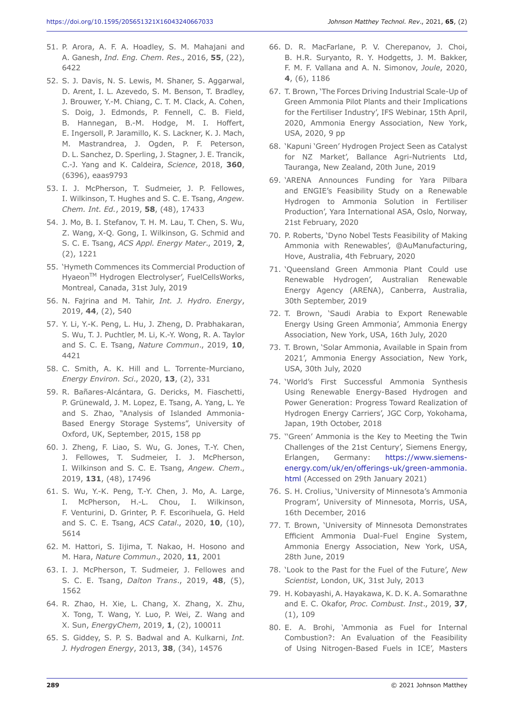51. P. Arora, A. F. A. Hoadley, S. M. Mahajani and A. Ganesh, *Ind. Eng. Chem. Res.*, 2016, **55**, (22), 6422
52. S. J. Davis, N. S. Lewis, M. Shaner, S. Aggarwal, D. Arent, I. L. Azevedo, S. M. Benson, T. Bradley, J. Brouwer, Y.-M. Chiang, C. T. M. Clack, A. Cohen, S. Doig, J. Edmonds, P. Fennell, C. B. Field, B. Hannegan, B.-M. Hodge, M. I. Hoffert, E. Ingersoll, P. Jaramillo, K. S. Lackner, K. J. Mach, M. Mastrandrea, J. Ogden, P. F. Peterson, D. L. Sanchez, D. Sperling, J. Stagner, J. E. Trancik, C.-J. Yang and K. Caldeira, *Science*, 2018, **360**, (6396), eaas9793
53. I. J. McPherson, T. Sudmeier, J. P. Fellowes, I. Wilkinson, T. Hughes and S. C. E. Tsang, *Angew. Chem. Int. Ed.*, 2019, **58**, (48), 17433
54. J. Mo, B. I. Stefanov, T. H. M. Lau, T. Chen, S. Wu, Z. Wang, X-Q. Gong, I. Wilkinson, G. Schmid and S. C. E. Tsang, *ACS Appl. Energy Mater.*, 2019, **2**, (2), 1221
55. 'Hymeth Commences its Commercial Production of Hyaeon™ Hydrogen Electrolyser', FuelCellsWorks, Montreal, Canada, 31st July, 2019
56. N. Fajrina and M. Tahir, *Int. J. Hydro. Energy*, 2019, **44**, (2), 540
57. Y. Li, Y.-K. Peng, L. Hu, J. Zheng, D. Prabhakaran, S. Wu, T. J. Puchtler, M. Li, K.-Y. Wong, R. A. Taylor and S. C. E. Tsang, *Nature Commun.*, 2019, **10**, 4421
58. C. Smith, A. K. Hill and L. Torrente-Murciano, *Energy Environ. Sci.*, 2020, **13**, (2), 331
59. R. Bañares-Alcántara, G. Dericks, M. Fiaschetti, P. Grünewald, J. M. Lopez, E. Tsang, A. Yang, L. Ye and S. Zhao, "Analysis of Islanded Ammonia-Based Energy Storage Systems", University of Oxford, UK, September, 2015, 158 pp
60. J. Zheng, F. Liao, S. Wu, G. Jones, T.-Y. Chen, J. Fellowes, T. Sudmeier, I. J. McPherson, I. Wilkinson and S. C. E. Tsang, *Angew. Chem.*, 2019, **131**, (48), 17496
61. S. Wu, Y.-K. Peng, T.-Y. Chen, J. Mo, A. Large, I. McPherson, H.-L. Chou, I. Wilkinson, F. Venturini, D. Grinter, P. F. Escorihuela, G. Held and S. C. E. Tsang, *ACS Catal.*, 2020, **10**, (10), 5614
62. M. Hattori, S. Iijima, T. Nakao, H. Hosono and M. Hara, *Nature Commun.*, 2020, **11**, 2001
63. I. J. McPherson, T. Sudmeier, J. Fellowes and S. C. E. Tsang, *Dalton Trans.*, 2019, **48**, (5), 1562
64. R. Zhao, H. Xie, L. Chang, X. Zhang, X. Zhu, X. Tong, T. Wang, Y. Luo, P. Wei, Z. Wang and X. Sun, *EnergyChem*, 2019, **1**, (2), 100011
65. S. Giddey, S. P. S. Badwal and A. Kulkarni, *Int. J. Hydrogen Energy*, 2013, **38**, (34), 14576
66. D. R. MacFarlane, P. V. Cherepanov, J. Choi, B. H.R. Suryanto, R. Y. Hodgetts, J. M. Bakker, F. M. F. Vallana and A. N. Simonov, *Joule*, 2020, **4**, (6), 1186
67. T. Brown, 'The Forces Driving Industrial Scale-Up of Green Ammonia Pilot Plants and their Implications for the Fertiliser Industry', IFS Webinar, 15th April, 2020, Ammonia Energy Association, New York, USA, 2020, 9 pp
68. 'Kapuni 'Green' Hydrogen Project Seen as Catalyst for NZ Market', Ballance Agri-Nutrients Ltd, Tauranga, New Zealand, 20th June, 2019
69. 'ARENA Announces Funding for Yara Pilbara and ENGIE's Feasibility Study on a Renewable Hydrogen to Ammonia Solution in Fertiliser Production', Yara International ASA, Oslo, Norway, 21st February, 2020
70. P. Roberts, 'Dyno Nobel Tests Feasibility of Making Ammonia with Renewables', @AuManufacturing, Hove, Australia, 4th February, 2020
71. 'Queensland Green Ammonia Plant Could use Renewable Hydrogen', Australian Renewable Energy Agency (ARENA), Canberra, Australia, 30th September, 2019
72. T. Brown, 'Saudi Arabia to Export Renewable Energy Using Green Ammonia', Ammonia Energy Association, New York, USA, 16th July, 2020
73. T. Brown, 'Solar Ammonia, Available in Spain from 2021', Ammonia Energy Association, New York, USA, 30th July, 2020
74. 'World's First Successful Ammonia Synthesis Using Renewable Energy-Based Hydrogen and Power Generation: Progress Toward Realization of Hydrogen Energy Carriers', JGC Corp, Yokohama, Japan, 19th October, 2018
75. ''Green' Ammonia is the Key to Meeting the Twin Challenges of the 21st Century', Siemens Energy, Erlangen, Germany: https://www.siemens-energy.com/uk/en/offerings-uk/green-ammonia.html (Accessed on 29th January 2021)
76. S. H. Crolius, 'University of Minnesota's Ammonia Program', University of Minnesota, Morris, USA, 16th December, 2016
77. T. Brown, 'University of Minnesota Demonstrates Efficient Ammonia Dual-Fuel Engine System, Ammonia Energy Association, New York, USA, 28th June, 2019
78. 'Look to the Past for the Fuel of the Future', *New Scientist*, London, UK, 31st July, 2013
79. H. Kobayashi, A. Hayakawa, K. D. K. A. Somarathne and E. C. Okafor, *Proc. Combust. Inst.*, 2019, **37**, (1), 109
80. E. A. Brohi, 'Ammonia as Fuel for Internal Combustion?: An Evaluation of the Feasibility of Using Nitrogen-Based Fuels in ICE', Masters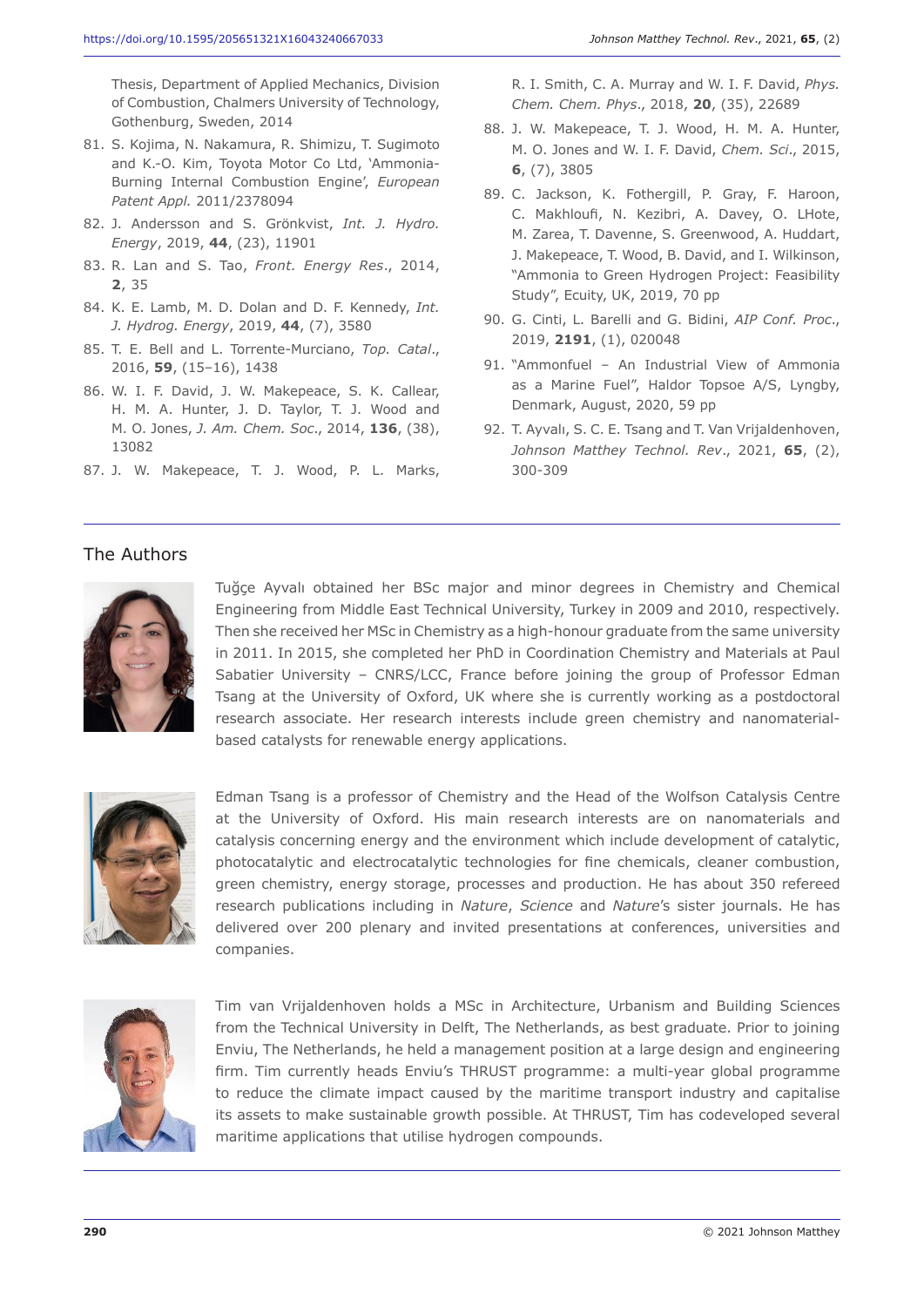Thesis, Department of Applied Mechanics, Division of Combustion, Chalmers University of Technology, Gothenburg, Sweden, 2014

81. S. Kojima, N. Nakamura, R. Shimizu, T. Sugimoto and K.-O. Kim, Toyota Motor Co Ltd, 'Ammonia-Burning Internal Combustion Engine', *European Patent Appl.* 2011/2378094
82. J. Andersson and S. Grönkvist, *Int. J. Hydro. Energy*, 2019, **44**, (23), 11901
83. R. Lan and S. Tao, *Front. Energy Res.*, 2014, **2**, 35
84. K. E. Lamb, M. D. Dolan and D. F. Kennedy, *Int. J. Hydrog. Energy*, 2019, **44**, (7), 3580
85. T. E. Bell and L. Torrente-Murciano, *Top. Catal.*, 2016, **59**, (15–16), 1438
86. W. I. F. David, J. W. Makepeace, S. K. Callear, H. M. A. Hunter, J. D. Taylor, T. J. Wood and M. O. Jones, *J. Am. Chem. Soc.*, 2014, **136**, (38), 13082
87. J. W. Makepeace, T. J. Wood, P. L. Marks, R. I. Smith, C. A. Murray and W. I. F. David, *Phys. Chem. Chem. Phys.*, 2018, **20**, (35), 22689
88. J. W. Makepeace, T. J. Wood, H. M. A. Hunter, M. O. Jones and W. I. F. David, *Chem. Sci.*, 2015, **6**, (7), 3805
89. C. Jackson, K. Fothergill, P. Gray, F. Haroon, C. Makhloufi, N. Kezibri, A. Davey, O. LHote, M. Zarea, T. Davenne, S. Greenwood, A. Huddart, J. Makepeace, T. Wood, B. David, and I. Wilkinson, "Ammonia to Green Hydrogen Project: Feasibility Study", Ecuity, UK, 2019, 70 pp
90. G. Cinti, L. Barelli and G. Bidini, *AIP Conf. Proc.*, 2019, **2191**, (1), 020048
91. "Ammonfuel – An Industrial View of Ammonia as a Marine Fuel", Haldor Topsoe A/S, Lyngby, Denmark, August, 2020, 59 pp
92. T. Ayvalı, S. C. E. Tsang and T. Van Vrijaldenhoven, *Johnson Matthey Technol. Rev.*, 2021, **65**, (2), 300-309

## The Authors

Tuğçe Ayvalı obtained her BSc major and minor degrees in Chemistry and Chemical Engineering from Middle East Technical University, Turkey in 2009 and 2010, respectively. Then she received her MSc in Chemistry as a high-honour graduate from the same university in 2011. In 2015, she completed her PhD in Coordination Chemistry and Materials at Paul Sabatier University – CNRS/LCC, France before joining the group of Professor Edman Tsang at the University of Oxford, UK where she is currently working as a postdoctoral research associate. Her research interests include green chemistry and nanomaterial-based catalysts for renewable energy applications.

Edman Tsang is a professor of Chemistry and the Head of the Wolfson Catalysis Centre at the University of Oxford. His main research interests are on nanomaterials and catalysis concerning energy and the environment which include development of catalytic, photocatalytic and electrocatalytic technologies for fine chemicals, cleaner combustion, green chemistry, energy storage, processes and production. He has about 350 refereed research publications including in *Nature*, *Science* and *Nature*'s sister journals. He has delivered over 200 plenary and invited presentations at conferences, universities and companies.

Tim van Vrijaldenhoven holds a MSc in Architecture, Urbanism and Building Sciences from the Technical University in Delft, The Netherlands, as best graduate. Prior to joining Enviu, The Netherlands, he held a management position at a large design and engineering firm. Tim currently heads Enviu's THRUST programme: a multi-year global programme to reduce the climate impact caused by the maritime transport industry and capitalise its assets to make sustainable growth possible. At THRUST, Tim has codeveloped several maritime applications that utilise hydrogen compounds.